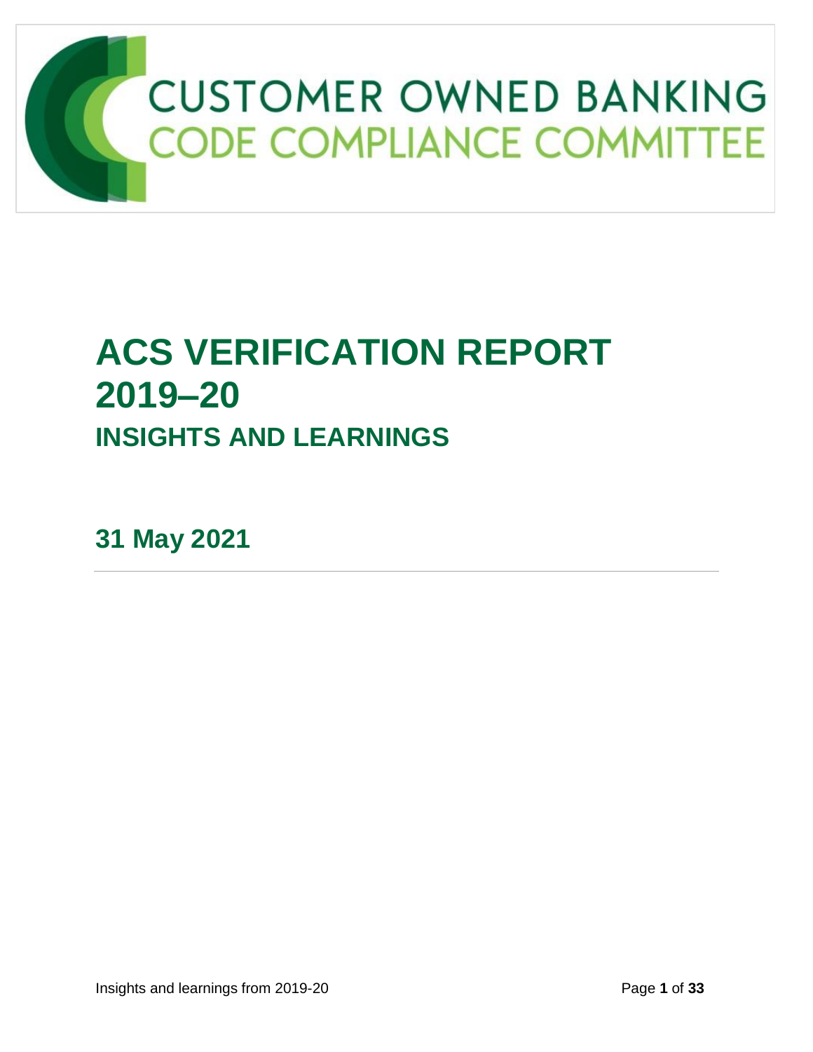CUSTOMER OWNED BANKING
CODE COMPLIANCE COMMITTEE

# ACS VERIFICATION REPORT 2019–20

## INSIGHTS AND LEARNINGS

**31 May 2021**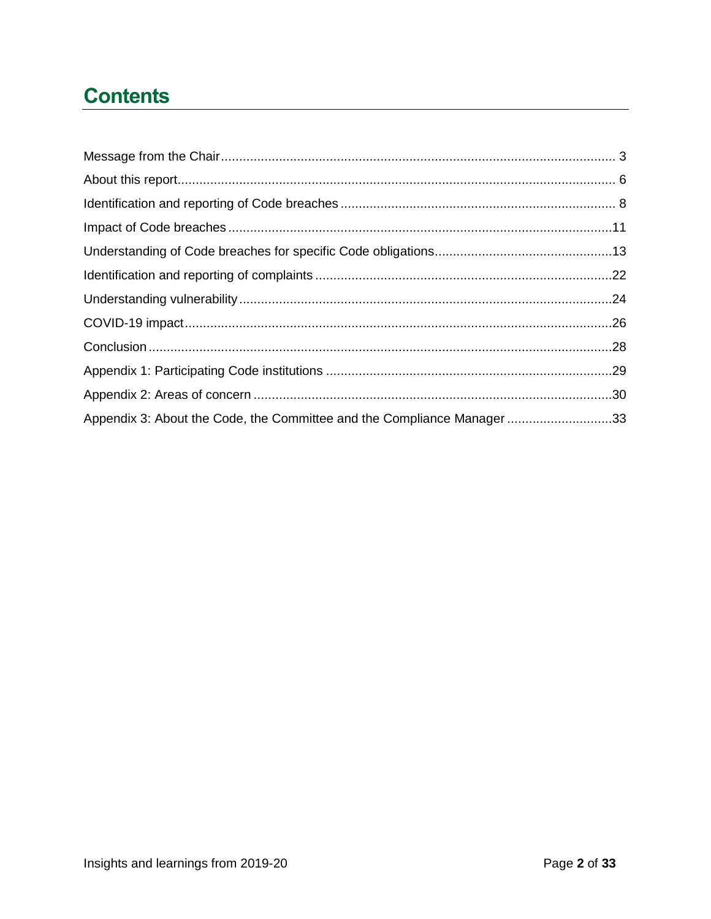# Contents

- Message from the Chair ... 3
- About this report ... 6
- Identification and reporting of Code breaches ... 8
- Impact of Code breaches ... 11
- Understanding of Code breaches for specific Code obligations ... 13
- Identification and reporting of complaints ... 22
- Understanding vulnerability ... 24
- COVID-19 impact ... 26
- Conclusion ... 28
- Appendix 1: Participating Code institutions ... 29
- Appendix 2: Areas of concern ... 30
- Appendix 3: About the Code, the Committee and the Compliance Manager ... 33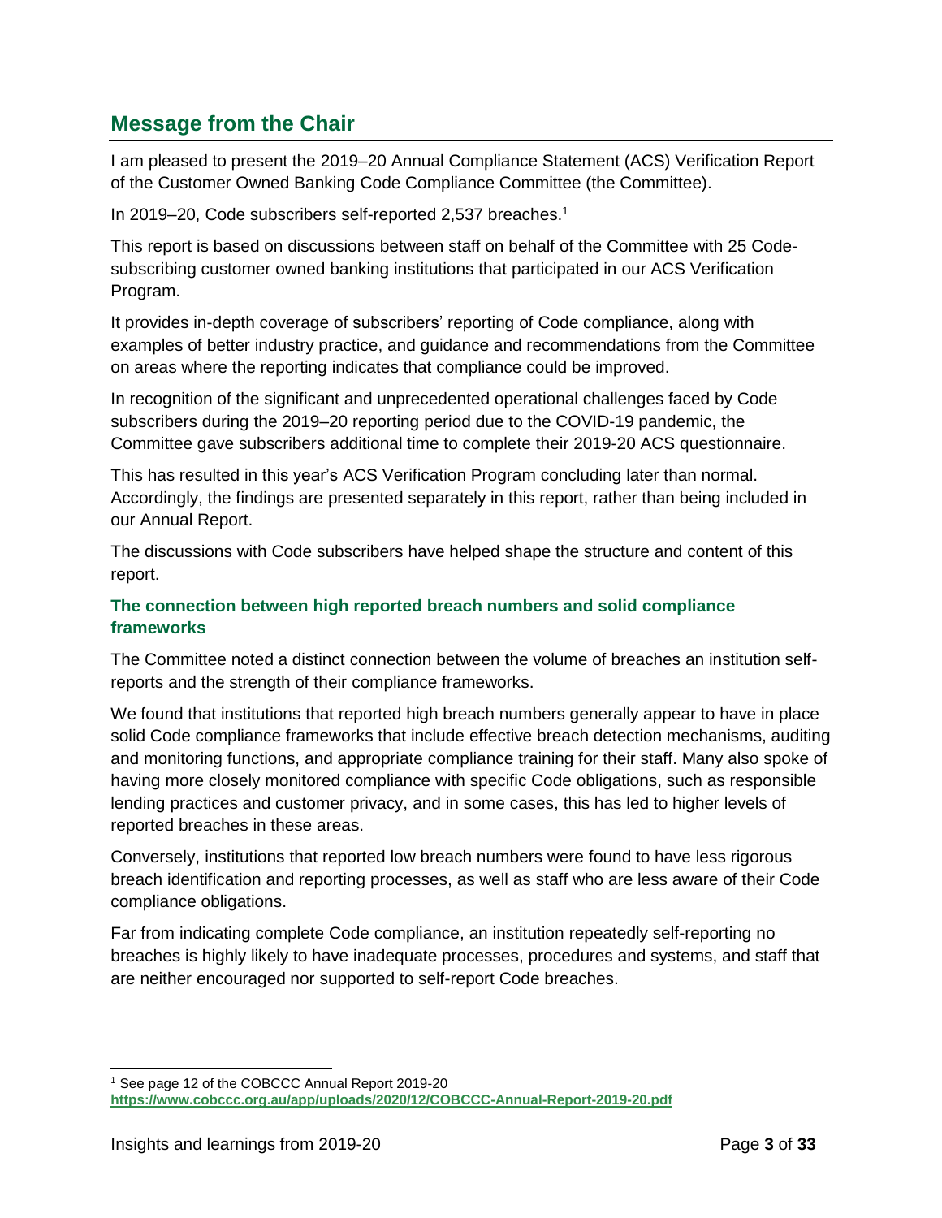## Message from the Chair

I am pleased to present the 2019–20 Annual Compliance Statement (ACS) Verification Report of the Customer Owned Banking Code Compliance Committee (the Committee).

In 2019–20, Code subscribers self-reported 2,537 breaches.[1]

This report is based on discussions between staff on behalf of the Committee with 25 Code-subscribing customer owned banking institutions that participated in our ACS Verification Program.

It provides in-depth coverage of subscribers' reporting of Code compliance, along with examples of better industry practice, and guidance and recommendations from the Committee on areas where the reporting indicates that compliance could be improved.

In recognition of the significant and unprecedented operational challenges faced by Code subscribers during the 2019–20 reporting period due to the COVID-19 pandemic, the Committee gave subscribers additional time to complete their 2019-20 ACS questionnaire.

This has resulted in this year's ACS Verification Program concluding later than normal. Accordingly, the findings are presented separately in this report, rather than being included in our Annual Report.

The discussions with Code subscribers have helped shape the structure and content of this report.

### The connection between high reported breach numbers and solid compliance frameworks

The Committee noted a distinct connection between the volume of breaches an institution self-reports and the strength of their compliance frameworks.

We found that institutions that reported high breach numbers generally appear to have in place solid Code compliance frameworks that include effective breach detection mechanisms, auditing and monitoring functions, and appropriate compliance training for their staff. Many also spoke of having more closely monitored compliance with specific Code obligations, such as responsible lending practices and customer privacy, and in some cases, this has led to higher levels of reported breaches in these areas.

Conversely, institutions that reported low breach numbers were found to have less rigorous breach identification and reporting processes, as well as staff who are less aware of their Code compliance obligations.

Far from indicating complete Code compliance, an institution repeatedly self-reporting no breaches is highly likely to have inadequate processes, procedures and systems, and staff that are neither encouraged nor supported to self-report Code breaches.

---

[1] See page 12 of the COBCCC Annual Report 2019-20 **https://www.cobccc.org.au/app/uploads/2020/12/COBCCC-Annual-Report-2019-20.pdf**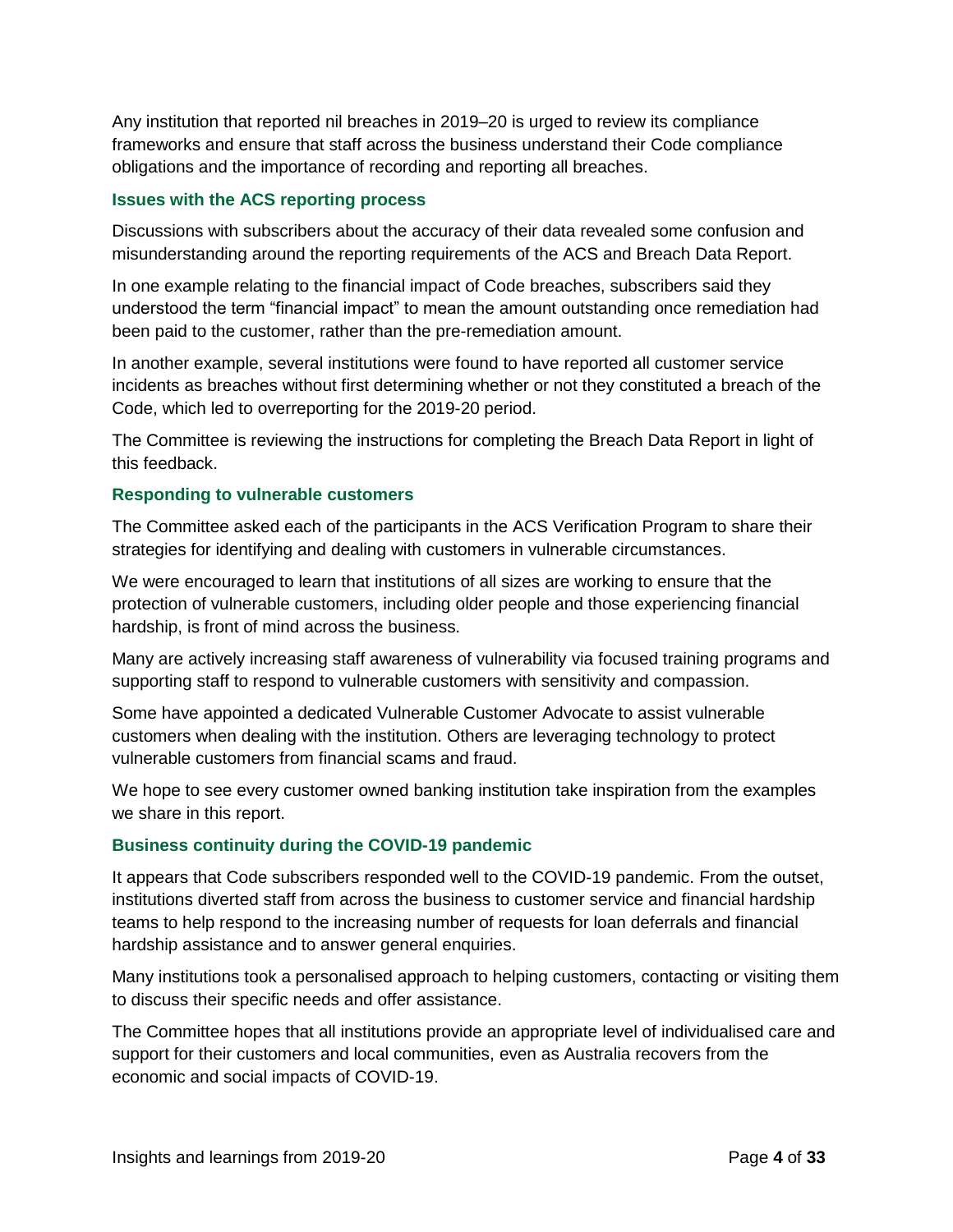Any institution that reported nil breaches in 2019–20 is urged to review its compliance frameworks and ensure that staff across the business understand their Code compliance obligations and the importance of recording and reporting all breaches.

### Issues with the ACS reporting process

Discussions with subscribers about the accuracy of their data revealed some confusion and misunderstanding around the reporting requirements of the ACS and Breach Data Report.

In one example relating to the financial impact of Code breaches, subscribers said they understood the term "financial impact" to mean the amount outstanding once remediation had been paid to the customer, rather than the pre-remediation amount.

In another example, several institutions were found to have reported all customer service incidents as breaches without first determining whether or not they constituted a breach of the Code, which led to overreporting for the 2019-20 period.

The Committee is reviewing the instructions for completing the Breach Data Report in light of this feedback.

### Responding to vulnerable customers

The Committee asked each of the participants in the ACS Verification Program to share their strategies for identifying and dealing with customers in vulnerable circumstances.

We were encouraged to learn that institutions of all sizes are working to ensure that the protection of vulnerable customers, including older people and those experiencing financial hardship, is front of mind across the business.

Many are actively increasing staff awareness of vulnerability via focused training programs and supporting staff to respond to vulnerable customers with sensitivity and compassion.

Some have appointed a dedicated Vulnerable Customer Advocate to assist vulnerable customers when dealing with the institution. Others are leveraging technology to protect vulnerable customers from financial scams and fraud.

We hope to see every customer owned banking institution take inspiration from the examples we share in this report.

### Business continuity during the COVID-19 pandemic

It appears that Code subscribers responded well to the COVID-19 pandemic. From the outset, institutions diverted staff from across the business to customer service and financial hardship teams to help respond to the increasing number of requests for loan deferrals and financial hardship assistance and to answer general enquiries.

Many institutions took a personalised approach to helping customers, contacting or visiting them to discuss their specific needs and offer assistance.

The Committee hopes that all institutions provide an appropriate level of individualised care and support for their customers and local communities, even as Australia recovers from the economic and social impacts of COVID-19.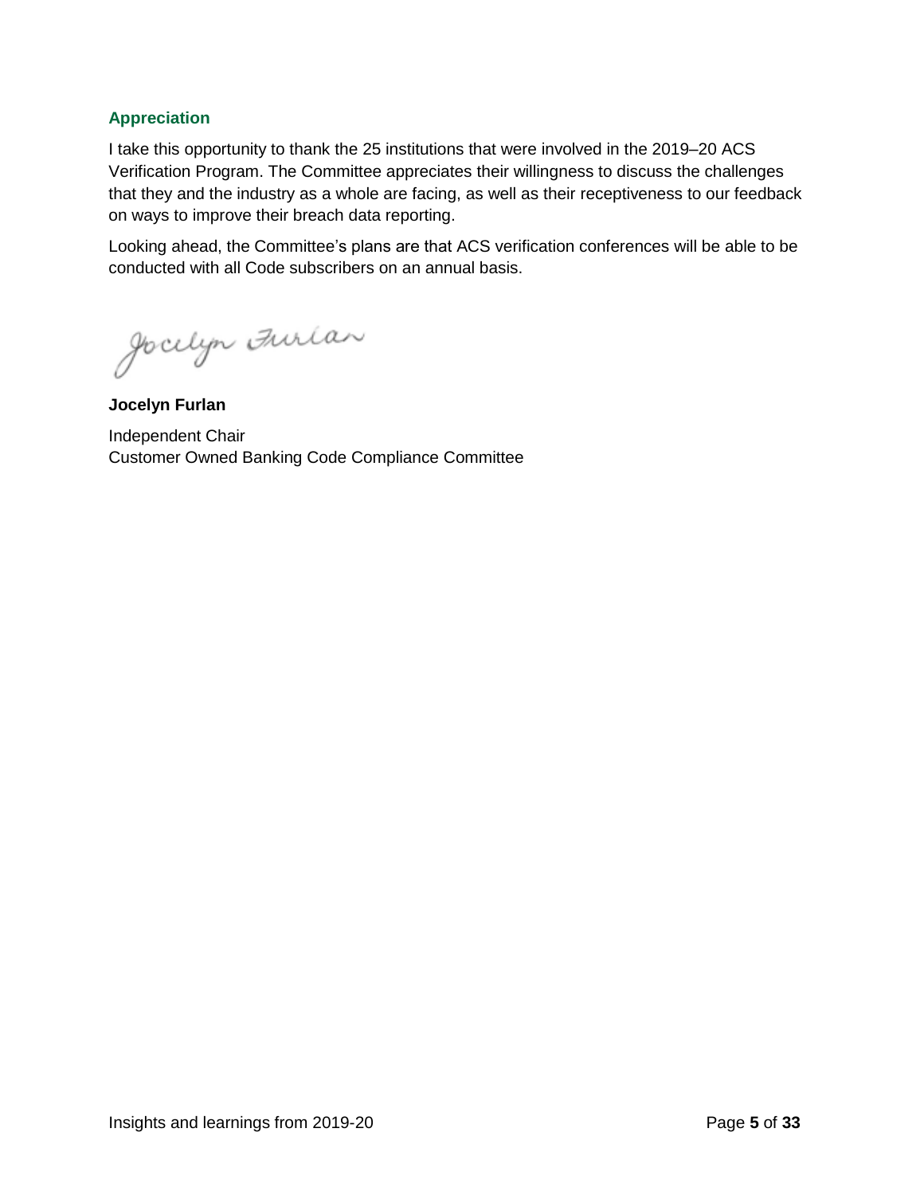## Appreciation

I take this opportunity to thank the 25 institutions that were involved in the 2019–20 ACS Verification Program. The Committee appreciates their willingness to discuss the challenges that they and the industry as a whole are facing, as well as their receptiveness to our feedback on ways to improve their breach data reporting.

Looking ahead, the Committee's plans are that ACS verification conferences will be able to be conducted with all Code subscribers on an annual basis.

**Jocelyn Furlan**

Independent Chair
Customer Owned Banking Code Compliance Committee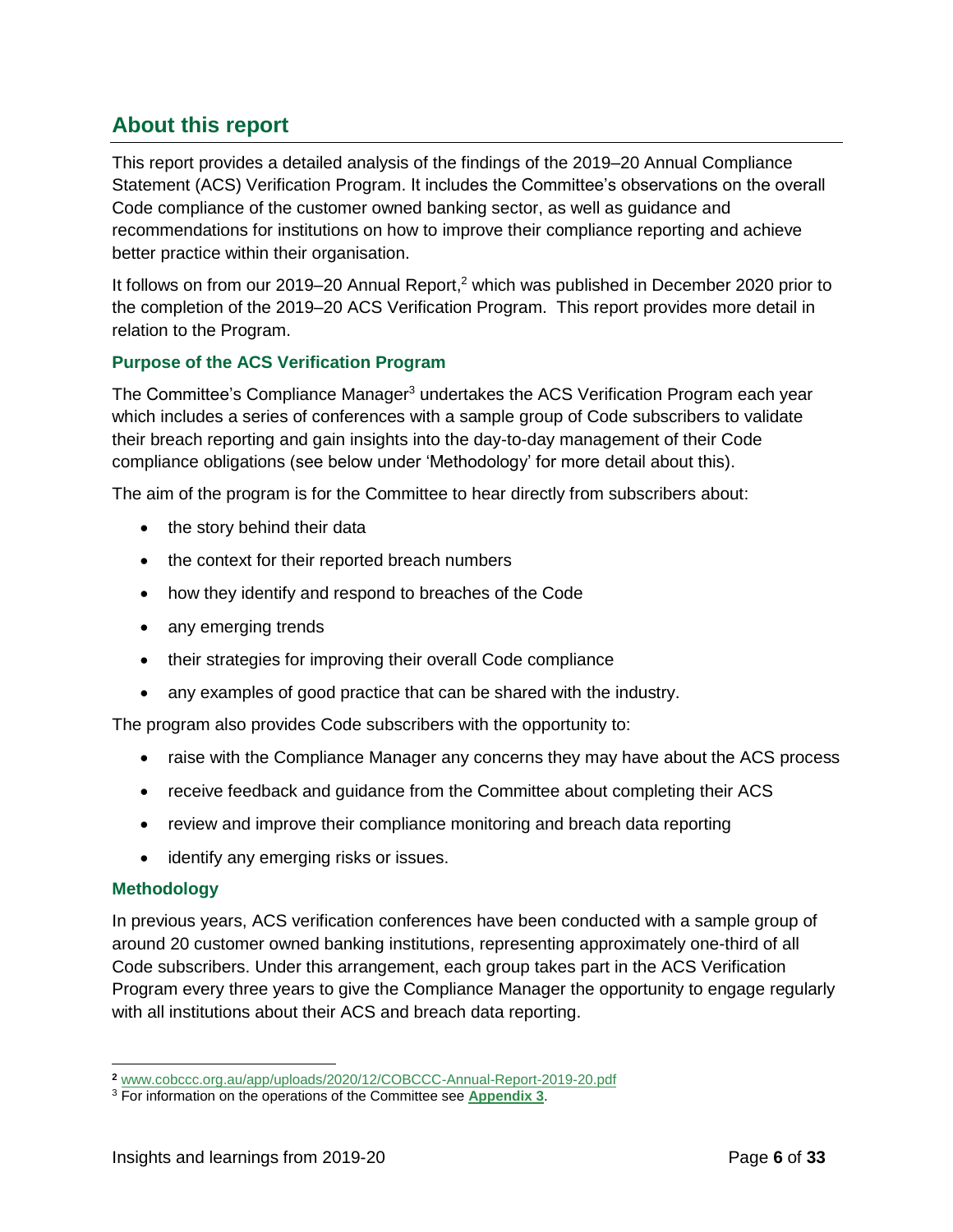## About this report

This report provides a detailed analysis of the findings of the 2019–20 Annual Compliance Statement (ACS) Verification Program. It includes the Committee's observations on the overall Code compliance of the customer owned banking sector, as well as guidance and recommendations for institutions on how to improve their compliance reporting and achieve better practice within their organisation.

It follows on from our 2019–20 Annual Report,[2] which was published in December 2020 prior to the completion of the 2019–20 ACS Verification Program. This report provides more detail in relation to the Program.

### Purpose of the ACS Verification Program

The Committee's Compliance Manager[3] undertakes the ACS Verification Program each year which includes a series of conferences with a sample group of Code subscribers to validate their breach reporting and gain insights into the day-to-day management of their Code compliance obligations (see below under 'Methodology' for more detail about this).

The aim of the program is for the Committee to hear directly from subscribers about:

- the story behind their data
- the context for their reported breach numbers
- how they identify and respond to breaches of the Code
- any emerging trends
- their strategies for improving their overall Code compliance
- any examples of good practice that can be shared with the industry.

The program also provides Code subscribers with the opportunity to:

- raise with the Compliance Manager any concerns they may have about the ACS process
- receive feedback and guidance from the Committee about completing their ACS
- review and improve their compliance monitoring and breach data reporting
- identify any emerging risks or issues.

### Methodology

In previous years, ACS verification conferences have been conducted with a sample group of around 20 customer owned banking institutions, representing approximately one-third of all Code subscribers. Under this arrangement, each group takes part in the ACS Verification Program every three years to give the Compliance Manager the opportunity to engage regularly with all institutions about their ACS and breach data reporting.

---

[2] www.cobccc.org.au/app/uploads/2020/12/COBCCC-Annual-Report-2019-20.pdf

[3] For information on the operations of the Committee see **Appendix 3**.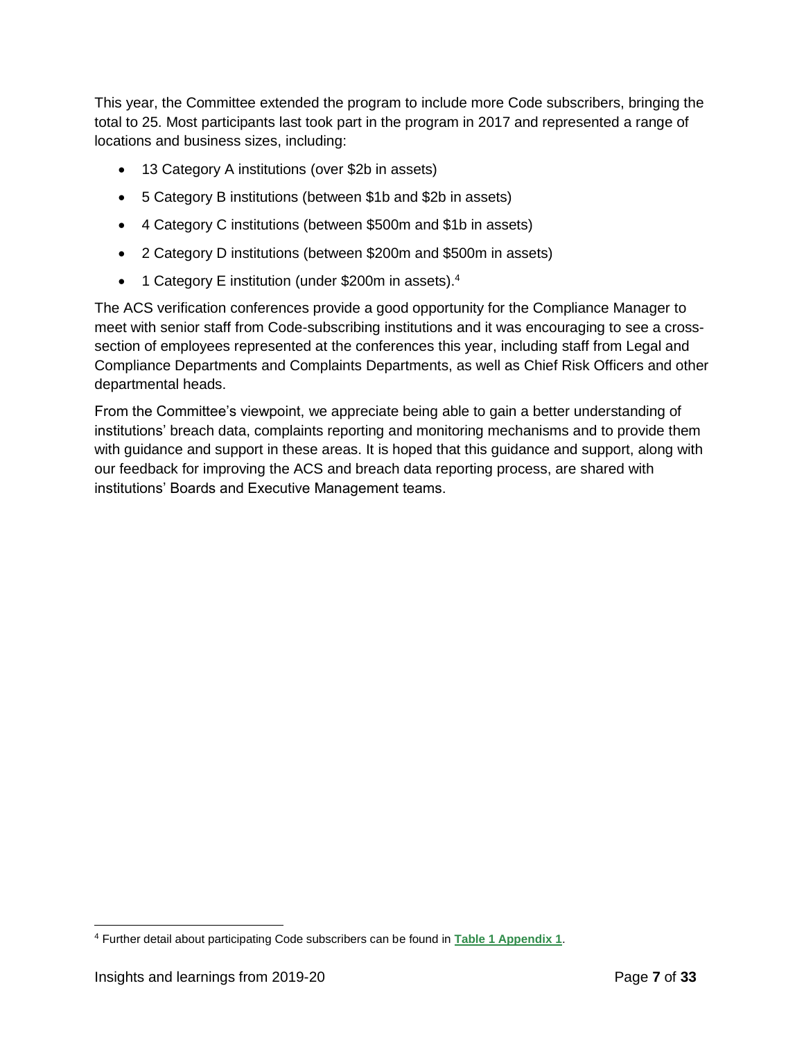This year, the Committee extended the program to include more Code subscribers, bringing the total to 25. Most participants last took part in the program in 2017 and represented a range of locations and business sizes, including:

- 13 Category A institutions (over $2b in assets)
- 5 Category B institutions (between $1b and $2b in assets)
- 4 Category C institutions (between $500m and $1b in assets)
- 2 Category D institutions (between $200m and $500m in assets)
- 1 Category E institution (under $200m in assets).[4]

The ACS verification conferences provide a good opportunity for the Compliance Manager to meet with senior staff from Code-subscribing institutions and it was encouraging to see a cross-section of employees represented at the conferences this year, including staff from Legal and Compliance Departments and Complaints Departments, as well as Chief Risk Officers and other departmental heads.

From the Committee's viewpoint, we appreciate being able to gain a better understanding of institutions' breach data, complaints reporting and monitoring mechanisms and to provide them with guidance and support in these areas. It is hoped that this guidance and support, along with our feedback for improving the ACS and breach data reporting process, are shared with institutions' Boards and Executive Management teams.

---

[4] Further detail about participating Code subscribers can be found in **Table 1 Appendix 1**.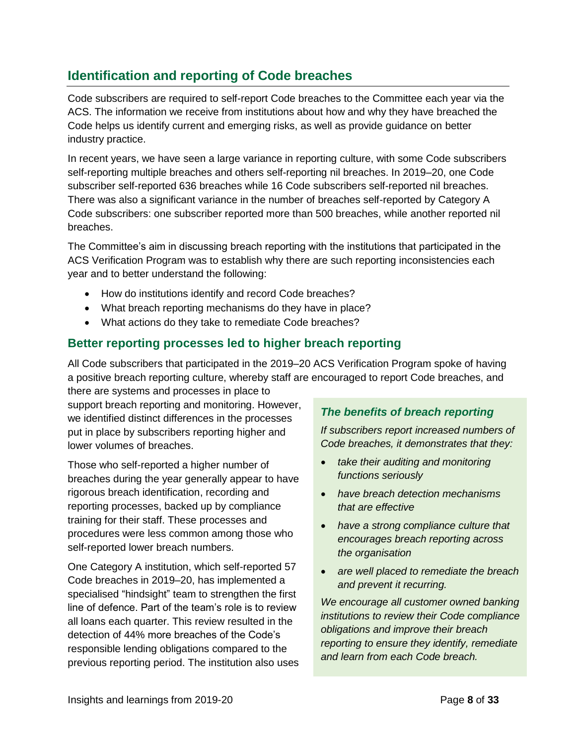## Identification and reporting of Code breaches

Code subscribers are required to self-report Code breaches to the Committee each year via the ACS. The information we receive from institutions about how and why they have breached the Code helps us identify current and emerging risks, as well as provide guidance on better industry practice.

In recent years, we have seen a large variance in reporting culture, with some Code subscribers self-reporting multiple breaches and others self-reporting nil breaches. In 2019–20, one Code subscriber self-reported 636 breaches while 16 Code subscribers self-reported nil breaches. There was also a significant variance in the number of breaches self-reported by Category A Code subscribers: one subscriber reported more than 500 breaches, while another reported nil breaches.

The Committee's aim in discussing breach reporting with the institutions that participated in the ACS Verification Program was to establish why there are such reporting inconsistencies each year and to better understand the following:

- How do institutions identify and record Code breaches?
- What breach reporting mechanisms do they have in place?
- What actions do they take to remediate Code breaches?

### Better reporting processes led to higher breach reporting

All Code subscribers that participated in the 2019–20 ACS Verification Program spoke of having a positive breach reporting culture, whereby staff are encouraged to report Code breaches, and there are systems and processes in place to support breach reporting and monitoring. However, we identified distinct differences in the processes put in place by subscribers reporting higher and lower volumes of breaches.

Those who self-reported a higher number of breaches during the year generally appear to have rigorous breach identification, recording and reporting processes, backed up by compliance training for their staff. These processes and procedures were less common among those who self-reported lower breach numbers.

One Category A institution, which self-reported 57 Code breaches in 2019–20, has implemented a specialised "hindsight" team to strengthen the first line of defence. Part of the team's role is to review all loans each quarter. This review resulted in the detection of 44% more breaches of the Code's responsible lending obligations compared to the previous reporting period. The institution also uses

> ***The benefits of breach reporting***
>
> *If subscribers report increased numbers of Code breaches, it demonstrates that they:*
>
> - *take their auditing and monitoring functions seriously*
> - *have breach detection mechanisms that are effective*
> - *have a strong compliance culture that encourages breach reporting across the organisation*
> - *are well placed to remediate the breach and prevent it recurring.*
>
> *We encourage all customer owned banking institutions to review their Code compliance obligations and improve their breach reporting to ensure they identify, remediate and learn from each Code breach.*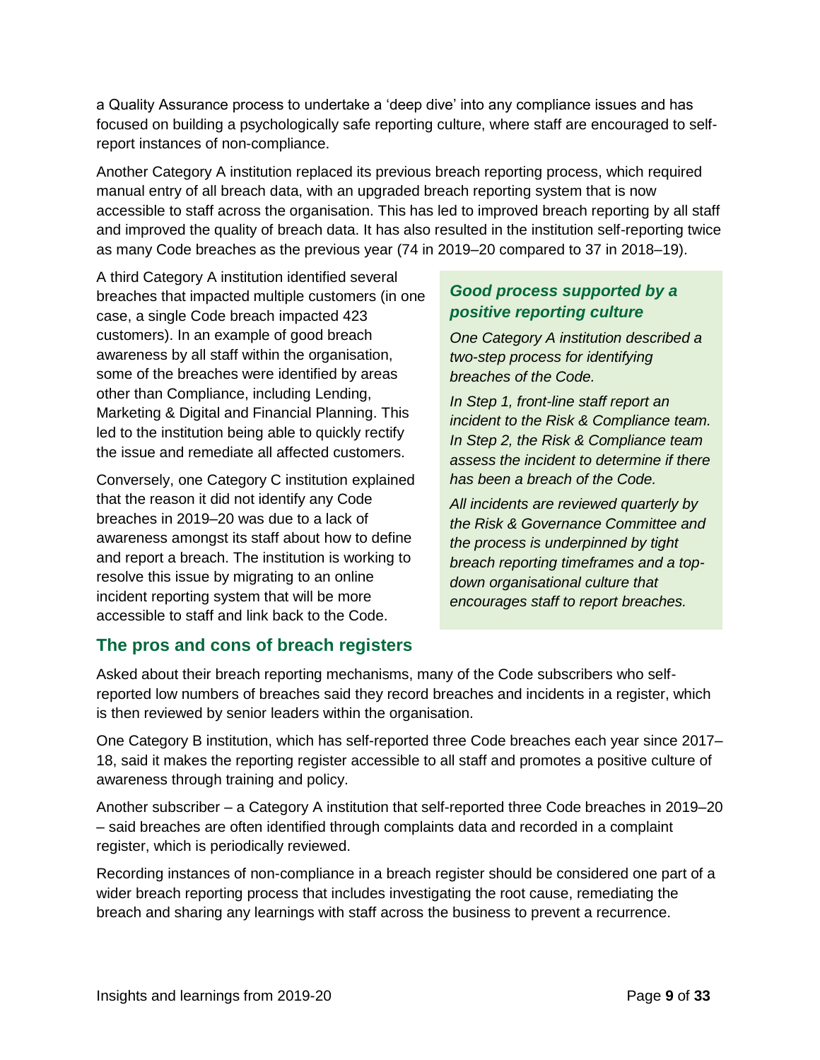a Quality Assurance process to undertake a 'deep dive' into any compliance issues and has focused on building a psychologically safe reporting culture, where staff are encouraged to self-report instances of non-compliance.

Another Category A institution replaced its previous breach reporting process, which required manual entry of all breach data, with an upgraded breach reporting system that is now accessible to staff across the organisation. This has led to improved breach reporting by all staff and improved the quality of breach data. It has also resulted in the institution self-reporting twice as many Code breaches as the previous year (74 in 2019–20 compared to 37 in 2018–19).

A third Category A institution identified several breaches that impacted multiple customers (in one case, a single Code breach impacted 423 customers). In an example of good breach awareness by all staff within the organisation, some of the breaches were identified by areas other than Compliance, including Lending, Marketing & Digital and Financial Planning. This led to the institution being able to quickly rectify the issue and remediate all affected customers.

Conversely, one Category C institution explained that the reason it did not identify any Code breaches in 2019–20 was due to a lack of awareness amongst its staff about how to define and report a breach. The institution is working to resolve this issue by migrating to an online incident reporting system that will be more accessible to staff and link back to the Code.

### *Good process supported by a positive reporting culture*

*One Category A institution described a two-step process for identifying breaches of the Code.*

*In Step 1, front-line staff report an incident to the Risk & Compliance team. In Step 2, the Risk & Compliance team assess the incident to determine if there has been a breach of the Code.*

*All incidents are reviewed quarterly by the Risk & Governance Committee and the process is underpinned by tight breach reporting timeframes and a top-down organisational culture that encourages staff to report breaches.*

## The pros and cons of breach registers

Asked about their breach reporting mechanisms, many of the Code subscribers who self-reported low numbers of breaches said they record breaches and incidents in a register, which is then reviewed by senior leaders within the organisation.

One Category B institution, which has self-reported three Code breaches each year since 2017–18, said it makes the reporting register accessible to all staff and promotes a positive culture of awareness through training and policy.

Another subscriber – a Category A institution that self-reported three Code breaches in 2019–20 – said breaches are often identified through complaints data and recorded in a complaint register, which is periodically reviewed.

Recording instances of non-compliance in a breach register should be considered one part of a wider breach reporting process that includes investigating the root cause, remediating the breach and sharing any learnings with staff across the business to prevent a recurrence.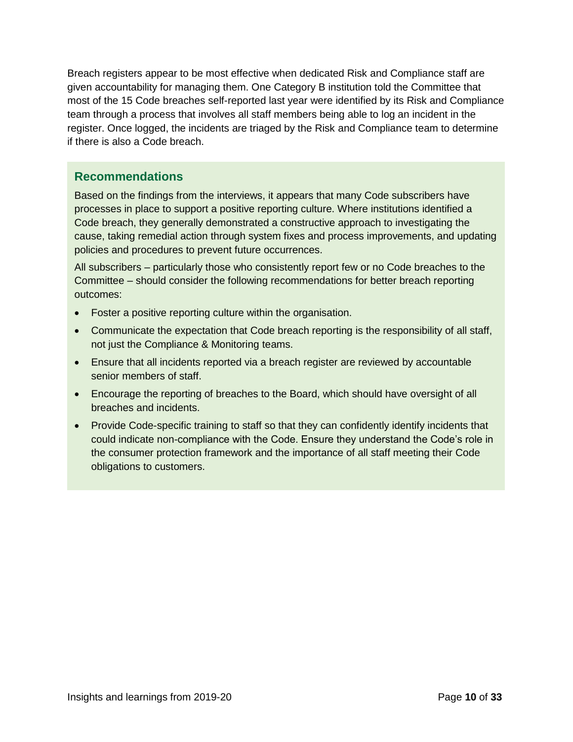Breach registers appear to be most effective when dedicated Risk and Compliance staff are given accountability for managing them. One Category B institution told the Committee that most of the 15 Code breaches self-reported last year were identified by its Risk and Compliance team through a process that involves all staff members being able to log an incident in the register. Once logged, the incidents are triaged by the Risk and Compliance team to determine if there is also a Code breach.

## Recommendations

Based on the findings from the interviews, it appears that many Code subscribers have processes in place to support a positive reporting culture. Where institutions identified a Code breach, they generally demonstrated a constructive approach to investigating the cause, taking remedial action through system fixes and process improvements, and updating policies and procedures to prevent future occurrences.

All subscribers – particularly those who consistently report few or no Code breaches to the Committee – should consider the following recommendations for better breach reporting outcomes:

- Foster a positive reporting culture within the organisation.
- Communicate the expectation that Code breach reporting is the responsibility of all staff, not just the Compliance & Monitoring teams.
- Ensure that all incidents reported via a breach register are reviewed by accountable senior members of staff.
- Encourage the reporting of breaches to the Board, which should have oversight of all breaches and incidents.
- Provide Code-specific training to staff so that they can confidently identify incidents that could indicate non-compliance with the Code. Ensure they understand the Code's role in the consumer protection framework and the importance of all staff meeting their Code obligations to customers.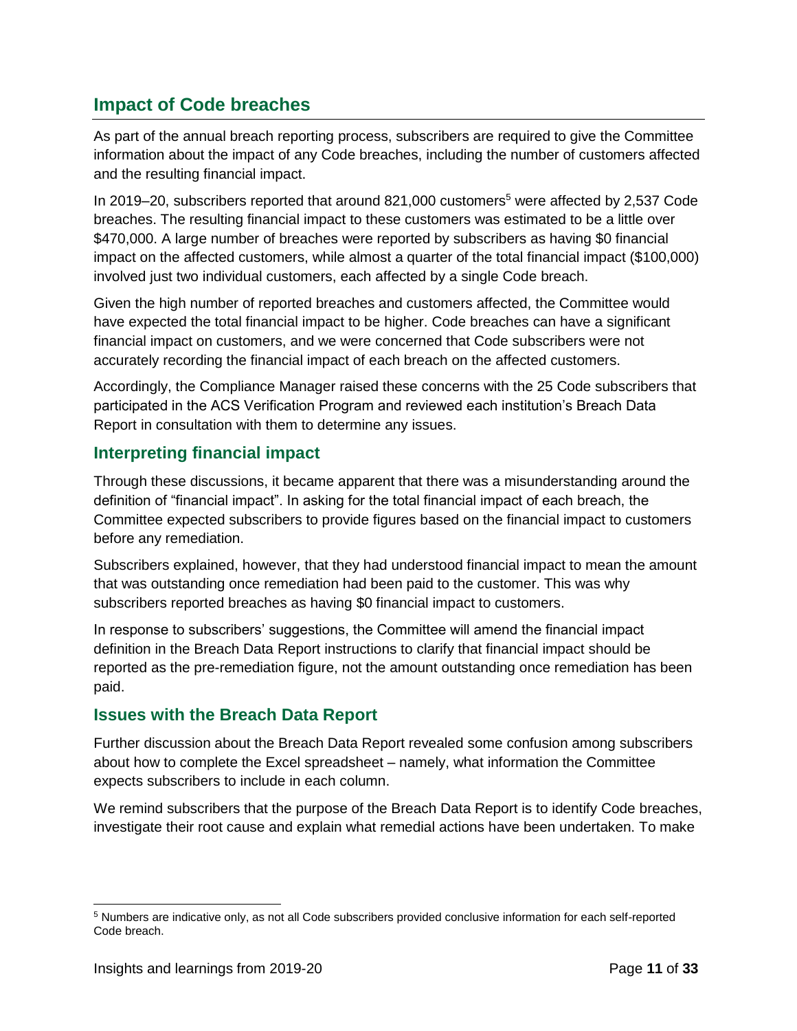## Impact of Code breaches

As part of the annual breach reporting process, subscribers are required to give the Committee information about the impact of any Code breaches, including the number of customers affected and the resulting financial impact.

In 2019–20, subscribers reported that around 821,000 customers[5] were affected by 2,537 Code breaches. The resulting financial impact to these customers was estimated to be a little over $470,000. A large number of breaches were reported by subscribers as having $0 financial impact on the affected customers, while almost a quarter of the total financial impact ($100,000) involved just two individual customers, each affected by a single Code breach.

Given the high number of reported breaches and customers affected, the Committee would have expected the total financial impact to be higher. Code breaches can have a significant financial impact on customers, and we were concerned that Code subscribers were not accurately recording the financial impact of each breach on the affected customers.

Accordingly, the Compliance Manager raised these concerns with the 25 Code subscribers that participated in the ACS Verification Program and reviewed each institution's Breach Data Report in consultation with them to determine any issues.

### Interpreting financial impact

Through these discussions, it became apparent that there was a misunderstanding around the definition of "financial impact". In asking for the total financial impact of each breach, the Committee expected subscribers to provide figures based on the financial impact to customers before any remediation.

Subscribers explained, however, that they had understood financial impact to mean the amount that was outstanding once remediation had been paid to the customer. This was why subscribers reported breaches as having $0 financial impact to customers.

In response to subscribers' suggestions, the Committee will amend the financial impact definition in the Breach Data Report instructions to clarify that financial impact should be reported as the pre-remediation figure, not the amount outstanding once remediation has been paid.

### Issues with the Breach Data Report

Further discussion about the Breach Data Report revealed some confusion among subscribers about how to complete the Excel spreadsheet – namely, what information the Committee expects subscribers to include in each column.

We remind subscribers that the purpose of the Breach Data Report is to identify Code breaches, investigate their root cause and explain what remedial actions have been undertaken. To make

---

[5] Numbers are indicative only, as not all Code subscribers provided conclusive information for each self-reported Code breach.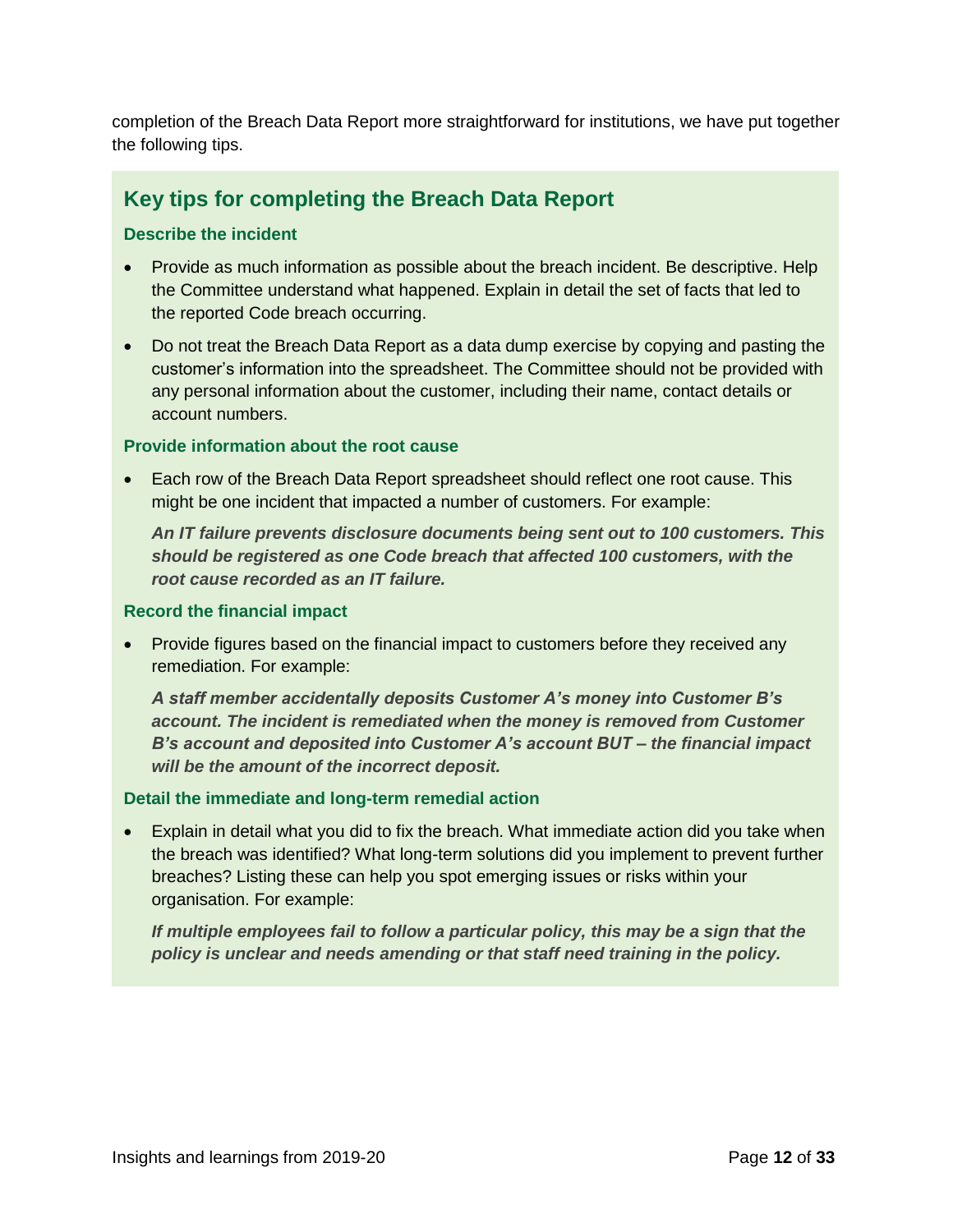completion of the Breach Data Report more straightforward for institutions, we have put together the following tips.

## Key tips for completing the Breach Data Report

### Describe the incident

- Provide as much information as possible about the breach incident. Be descriptive. Help the Committee understand what happened. Explain in detail the set of facts that led to the reported Code breach occurring.
- Do not treat the Breach Data Report as a data dump exercise by copying and pasting the customer's information into the spreadsheet. The Committee should not be provided with any personal information about the customer, including their name, contact details or account numbers.

### Provide information about the root cause

- Each row of the Breach Data Report spreadsheet should reflect one root cause. This might be one incident that impacted a number of customers. For example:

  ***An IT failure prevents disclosure documents being sent out to 100 customers. This should be registered as one Code breach that affected 100 customers, with the root cause recorded as an IT failure.***

### Record the financial impact

- Provide figures based on the financial impact to customers before they received any remediation. For example:

  ***A staff member accidentally deposits Customer A's money into Customer B's account. The incident is remediated when the money is removed from Customer B's account and deposited into Customer A's account BUT – the financial impact will be the amount of the incorrect deposit.***

### Detail the immediate and long-term remedial action

- Explain in detail what you did to fix the breach. What immediate action did you take when the breach was identified? What long-term solutions did you implement to prevent further breaches? Listing these can help you spot emerging issues or risks within your organisation. For example:

  ***If multiple employees fail to follow a particular policy, this may be a sign that the policy is unclear and needs amending or that staff need training in the policy.***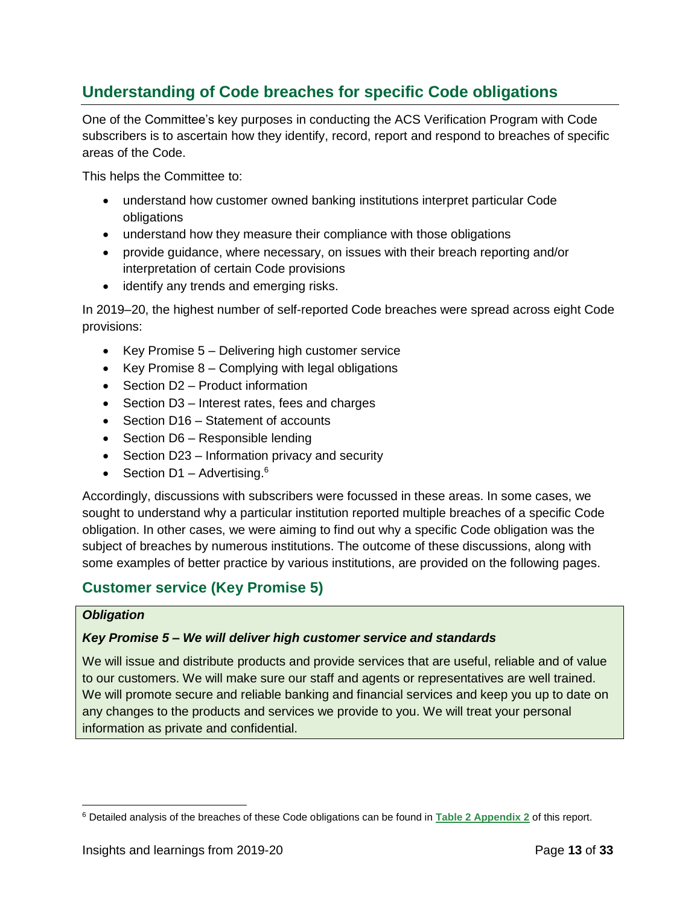## Understanding of Code breaches for specific Code obligations

One of the Committee's key purposes in conducting the ACS Verification Program with Code subscribers is to ascertain how they identify, record, report and respond to breaches of specific areas of the Code.

This helps the Committee to:

- understand how customer owned banking institutions interpret particular Code obligations
- understand how they measure their compliance with those obligations
- provide guidance, where necessary, on issues with their breach reporting and/or interpretation of certain Code provisions
- identify any trends and emerging risks.

In 2019–20, the highest number of self-reported Code breaches were spread across eight Code provisions:

- Key Promise 5 – Delivering high customer service
- Key Promise 8 – Complying with legal obligations
- Section D2 – Product information
- Section D3 – Interest rates, fees and charges
- Section D16 – Statement of accounts
- Section D6 – Responsible lending
- Section D23 – Information privacy and security
- Section D1 – Advertising.[6]

Accordingly, discussions with subscribers were focussed in these areas. In some cases, we sought to understand why a particular institution reported multiple breaches of a specific Code obligation. In other cases, we were aiming to find out why a specific Code obligation was the subject of breaches by numerous institutions. The outcome of these discussions, along with some examples of better practice by various institutions, are provided on the following pages.

### Customer service (Key Promise 5)

***Obligation***

***Key Promise 5 – We will deliver high customer service and standards***

We will issue and distribute products and provide services that are useful, reliable and of value to our customers. We will make sure our staff and agents or representatives are well trained. We will promote secure and reliable banking and financial services and keep you up to date on any changes to the products and services we provide to you. We will treat your personal information as private and confidential.

[6] Detailed analysis of the breaches of these Code obligations can be found in **Table 2 Appendix 2** of this report.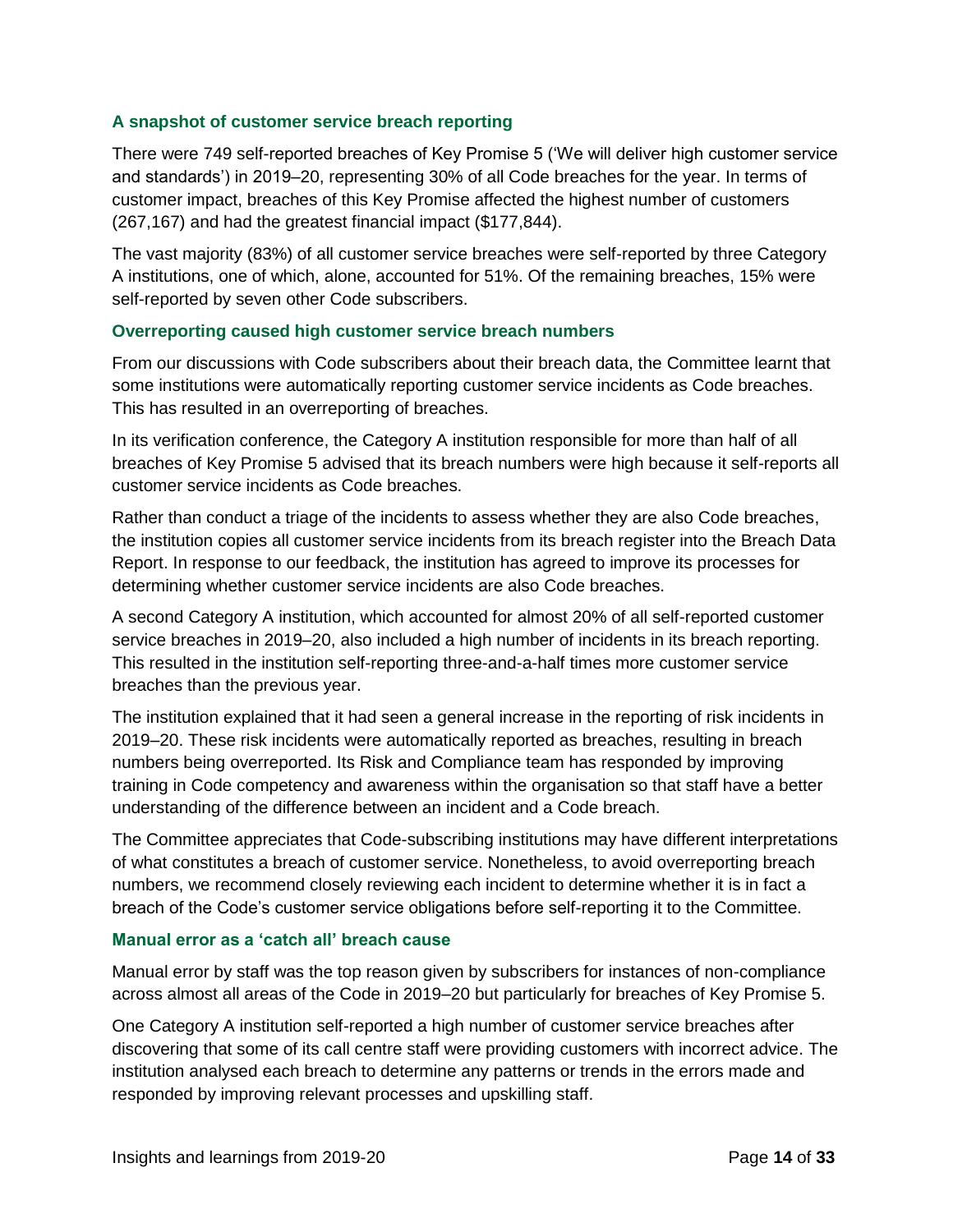### A snapshot of customer service breach reporting

There were 749 self-reported breaches of Key Promise 5 ('We will deliver high customer service and standards') in 2019–20, representing 30% of all Code breaches for the year. In terms of customer impact, breaches of this Key Promise affected the highest number of customers (267,167) and had the greatest financial impact ($177,844).

The vast majority (83%) of all customer service breaches were self-reported by three Category A institutions, one of which, alone, accounted for 51%. Of the remaining breaches, 15% were self-reported by seven other Code subscribers.

### Overreporting caused high customer service breach numbers

From our discussions with Code subscribers about their breach data, the Committee learnt that some institutions were automatically reporting customer service incidents as Code breaches. This has resulted in an overreporting of breaches.

In its verification conference, the Category A institution responsible for more than half of all breaches of Key Promise 5 advised that its breach numbers were high because it self-reports all customer service incidents as Code breaches.

Rather than conduct a triage of the incidents to assess whether they are also Code breaches, the institution copies all customer service incidents from its breach register into the Breach Data Report. In response to our feedback, the institution has agreed to improve its processes for determining whether customer service incidents are also Code breaches.

A second Category A institution, which accounted for almost 20% of all self-reported customer service breaches in 2019–20, also included a high number of incidents in its breach reporting. This resulted in the institution self-reporting three-and-a-half times more customer service breaches than the previous year.

The institution explained that it had seen a general increase in the reporting of risk incidents in 2019–20. These risk incidents were automatically reported as breaches, resulting in breach numbers being overreported. Its Risk and Compliance team has responded by improving training in Code competency and awareness within the organisation so that staff have a better understanding of the difference between an incident and a Code breach.

The Committee appreciates that Code-subscribing institutions may have different interpretations of what constitutes a breach of customer service. Nonetheless, to avoid overreporting breach numbers, we recommend closely reviewing each incident to determine whether it is in fact a breach of the Code's customer service obligations before self-reporting it to the Committee.

### Manual error as a 'catch all' breach cause

Manual error by staff was the top reason given by subscribers for instances of non-compliance across almost all areas of the Code in 2019–20 but particularly for breaches of Key Promise 5.

One Category A institution self-reported a high number of customer service breaches after discovering that some of its call centre staff were providing customers with incorrect advice. The institution analysed each breach to determine any patterns or trends in the errors made and responded by improving relevant processes and upskilling staff.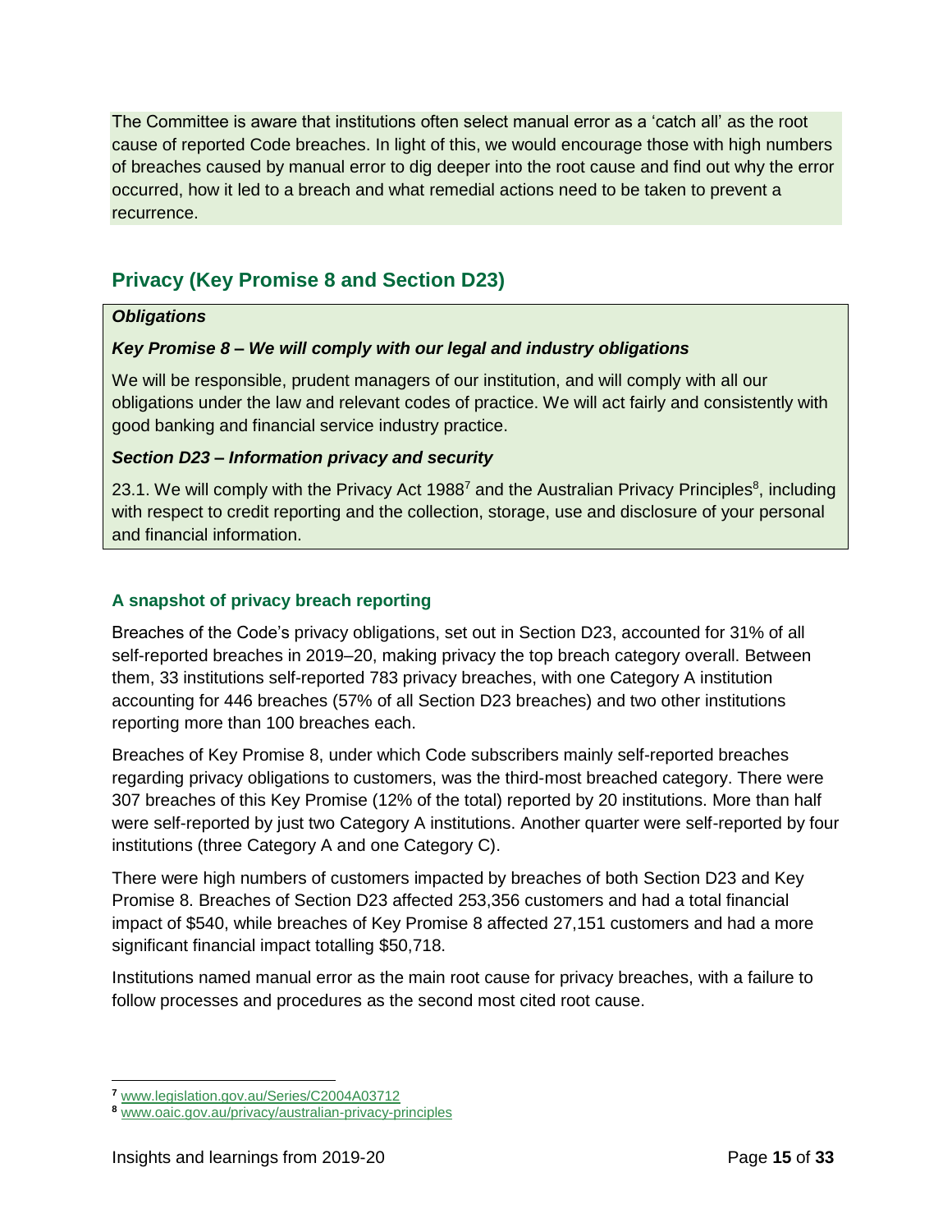The Committee is aware that institutions often select manual error as a 'catch all' as the root cause of reported Code breaches. In light of this, we would encourage those with high numbers of breaches caused by manual error to dig deeper into the root cause and find out why the error occurred, how it led to a breach and what remedial actions need to be taken to prevent a recurrence.

## Privacy (Key Promise 8 and Section D23)

***Obligations***

***Key Promise 8 – We will comply with our legal and industry obligations***

We will be responsible, prudent managers of our institution, and will comply with all our obligations under the law and relevant codes of practice. We will act fairly and consistently with good banking and financial service industry practice.

***Section D23 – Information privacy and security***

23.1. We will comply with the Privacy Act 1988[7] and the Australian Privacy Principles[8], including with respect to credit reporting and the collection, storage, use and disclosure of your personal and financial information.

### A snapshot of privacy breach reporting

Breaches of the Code's privacy obligations, set out in Section D23, accounted for 31% of all self-reported breaches in 2019–20, making privacy the top breach category overall. Between them, 33 institutions self-reported 783 privacy breaches, with one Category A institution accounting for 446 breaches (57% of all Section D23 breaches) and two other institutions reporting more than 100 breaches each.

Breaches of Key Promise 8, under which Code subscribers mainly self-reported breaches regarding privacy obligations to customers, was the third-most breached category. There were 307 breaches of this Key Promise (12% of the total) reported by 20 institutions. More than half were self-reported by just two Category A institutions. Another quarter were self-reported by four institutions (three Category A and one Category C).

There were high numbers of customers impacted by breaches of both Section D23 and Key Promise 8. Breaches of Section D23 affected 253,356 customers and had a total financial impact of $540, while breaches of Key Promise 8 affected 27,151 customers and had a more significant financial impact totalling $50,718.

Institutions named manual error as the main root cause for privacy breaches, with a failure to follow processes and procedures as the second most cited root cause.

---

[7] www.legislation.gov.au/Series/C2004A03712

[8] www.oaic.gov.au/privacy/australian-privacy-principles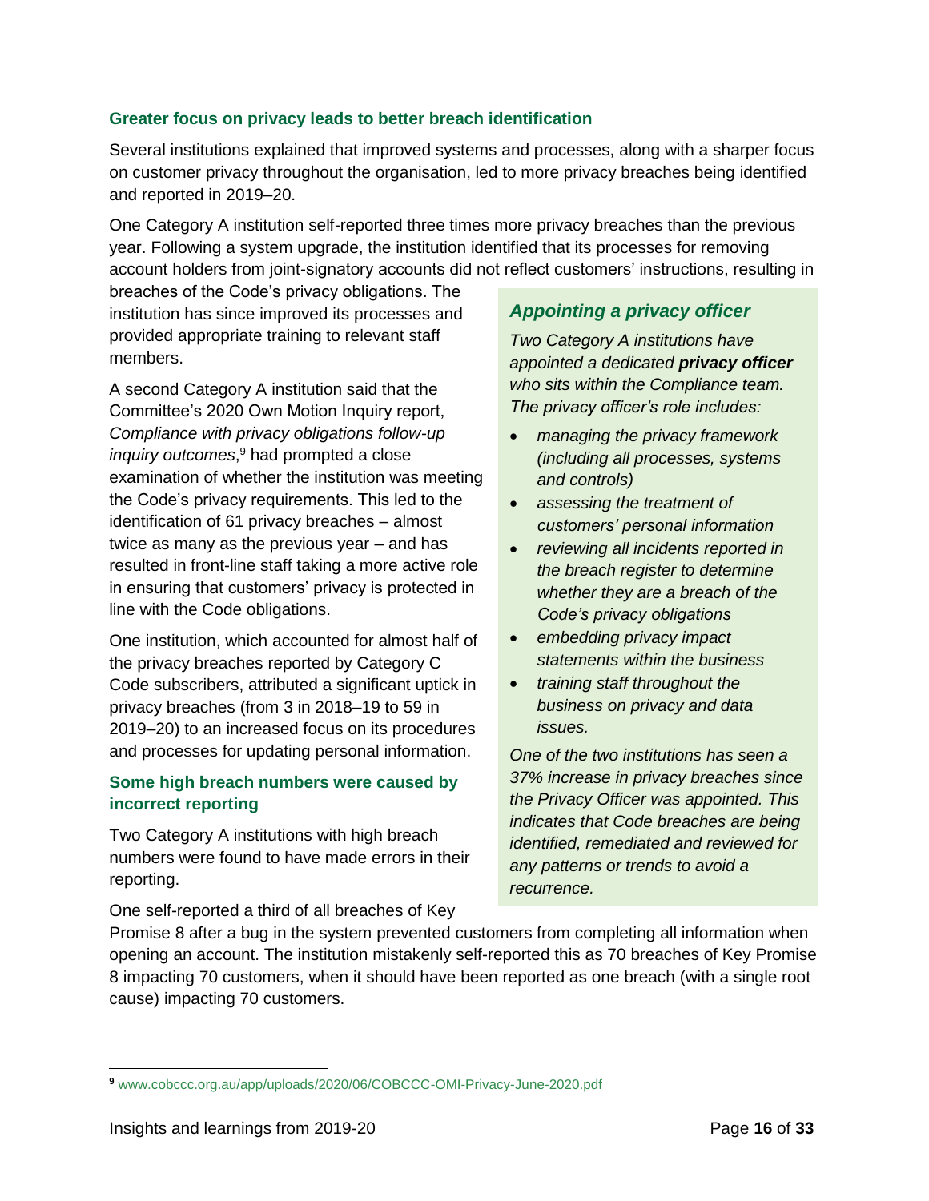### Greater focus on privacy leads to better breach identification

Several institutions explained that improved systems and processes, along with a sharper focus on customer privacy throughout the organisation, led to more privacy breaches being identified and reported in 2019–20.

One Category A institution self-reported three times more privacy breaches than the previous year. Following a system upgrade, the institution identified that its processes for removing account holders from joint-signatory accounts did not reflect customers' instructions, resulting in breaches of the Code's privacy obligations. The institution has since improved its processes and provided appropriate training to relevant staff members.

A second Category A institution said that the Committee's 2020 Own Motion Inquiry report, *Compliance with privacy obligations follow-up inquiry outcomes*,[9] had prompted a close examination of whether the institution was meeting the Code's privacy requirements. This led to the identification of 61 privacy breaches – almost twice as many as the previous year – and has resulted in front-line staff taking a more active role in ensuring that customers' privacy is protected in line with the Code obligations.

One institution, which accounted for almost half of the privacy breaches reported by Category C Code subscribers, attributed a significant uptick in privacy breaches (from 3 in 2018–19 to 59 in 2019–20) to an increased focus on its procedures and processes for updating personal information.

> ***Appointing a privacy officer***
>
> *Two Category A institutions have appointed a dedicated* ***privacy officer*** *who sits within the Compliance team. The privacy officer's role includes:*
>
> - *managing the privacy framework (including all processes, systems and controls)*
> - *assessing the treatment of customers' personal information*
> - *reviewing all incidents reported in the breach register to determine whether they are a breach of the Code's privacy obligations*
> - *embedding privacy impact statements within the business*
> - *training staff throughout the business on privacy and data issues.*
>
> *One of the two institutions has seen a 37% increase in privacy breaches since the Privacy Officer was appointed. This indicates that Code breaches are being identified, remediated and reviewed for any patterns or trends to avoid a recurrence.*

### Some high breach numbers were caused by incorrect reporting

Two Category A institutions with high breach numbers were found to have made errors in their reporting.

One self-reported a third of all breaches of Key Promise 8 after a bug in the system prevented customers from completing all information when opening an account. The institution mistakenly self-reported this as 70 breaches of Key Promise 8 impacting 70 customers, when it should have been reported as one breach (with a single root cause) impacting 70 customers.

---

[9] www.cobccc.org.au/app/uploads/2020/06/COBCCC-OMI-Privacy-June-2020.pdf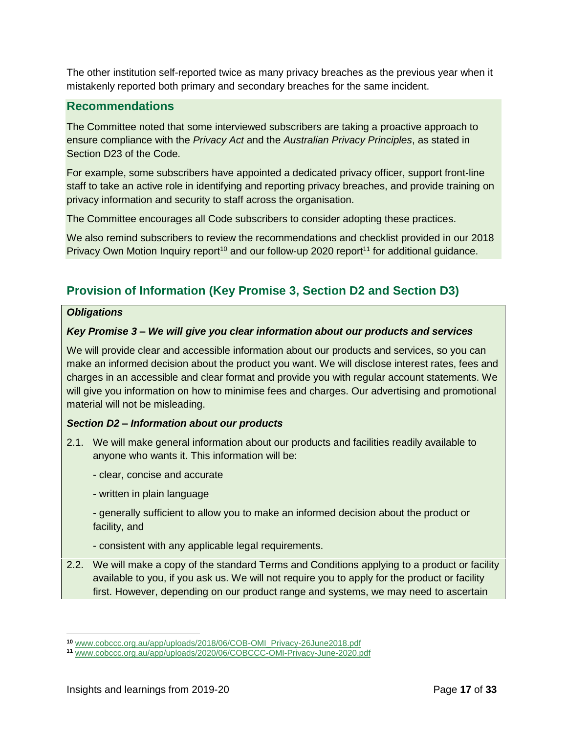The other institution self-reported twice as many privacy breaches as the previous year when it mistakenly reported both primary and secondary breaches for the same incident.

### Recommendations

The Committee noted that some interviewed subscribers are taking a proactive approach to ensure compliance with the *Privacy Act* and the *Australian Privacy Principles*, as stated in Section D23 of the Code.

For example, some subscribers have appointed a dedicated privacy officer, support front-line staff to take an active role in identifying and reporting privacy breaches, and provide training on privacy information and security to staff across the organisation.

The Committee encourages all Code subscribers to consider adopting these practices.

We also remind subscribers to review the recommendations and checklist provided in our 2018 Privacy Own Motion Inquiry report[10] and our follow-up 2020 report[11] for additional guidance.

## Provision of Information (Key Promise 3, Section D2 and Section D3)

***Obligations***

***Key Promise 3 – We will give you clear information about our products and services***

We will provide clear and accessible information about our products and services, so you can make an informed decision about the product you want. We will disclose interest rates, fees and charges in an accessible and clear format and provide you with regular account statements. We will give you information on how to minimise fees and charges. Our advertising and promotional material will not be misleading.

***Section D2 – Information about our products***

2.1. We will make general information about our products and facilities readily available to anyone who wants it. This information will be:

- clear, concise and accurate
- written in plain language
- generally sufficient to allow you to make an informed decision about the product or facility, and
- consistent with any applicable legal requirements.

2.2. We will make a copy of the standard Terms and Conditions applying to a product or facility available to you, if you ask us. We will not require you to apply for the product or facility first. However, depending on our product range and systems, we may need to ascertain

---

[10] www.cobccc.org.au/app/uploads/2018/06/COB-OMI_Privacy-26June2018.pdf

[11] www.cobccc.org.au/app/uploads/2020/06/COBCCC-OMI-Privacy-June-2020.pdf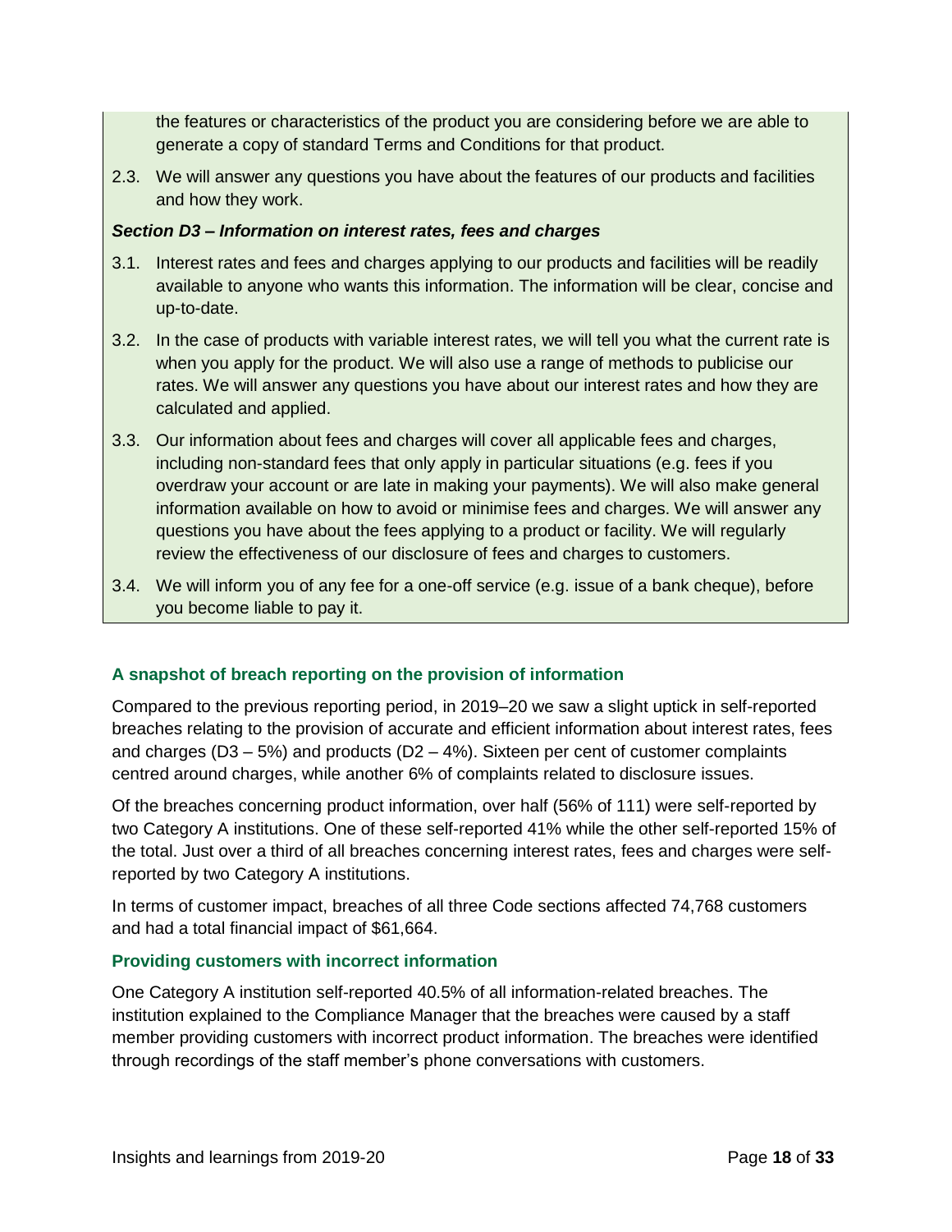the features or characteristics of the product you are considering before we are able to generate a copy of standard Terms and Conditions for that product.

2.3. We will answer any questions you have about the features of our products and facilities and how they work.

***Section D3 – Information on interest rates, fees and charges***

3.1. Interest rates and fees and charges applying to our products and facilities will be readily available to anyone who wants this information. The information will be clear, concise and up-to-date.

3.2. In the case of products with variable interest rates, we will tell you what the current rate is when you apply for the product. We will also use a range of methods to publicise our rates. We will answer any questions you have about our interest rates and how they are calculated and applied.

3.3. Our information about fees and charges will cover all applicable fees and charges, including non-standard fees that only apply in particular situations (e.g. fees if you overdraw your account or are late in making your payments). We will also make general information available on how to avoid or minimise fees and charges. We will answer any questions you have about the fees applying to a product or facility. We will regularly review the effectiveness of our disclosure of fees and charges to customers.

3.4. We will inform you of any fee for a one-off service (e.g. issue of a bank cheque), before you become liable to pay it.

### A snapshot of breach reporting on the provision of information

Compared to the previous reporting period, in 2019–20 we saw a slight uptick in self-reported breaches relating to the provision of accurate and efficient information about interest rates, fees and charges (D3 – 5%) and products (D2 – 4%). Sixteen per cent of customer complaints centred around charges, while another 6% of complaints related to disclosure issues.

Of the breaches concerning product information, over half (56% of 111) were self-reported by two Category A institutions. One of these self-reported 41% while the other self-reported 15% of the total. Just over a third of all breaches concerning interest rates, fees and charges were self-reported by two Category A institutions.

In terms of customer impact, breaches of all three Code sections affected 74,768 customers and had a total financial impact of $61,664.

### Providing customers with incorrect information

One Category A institution self-reported 40.5% of all information-related breaches. The institution explained to the Compliance Manager that the breaches were caused by a staff member providing customers with incorrect product information. The breaches were identified through recordings of the staff member's phone conversations with customers.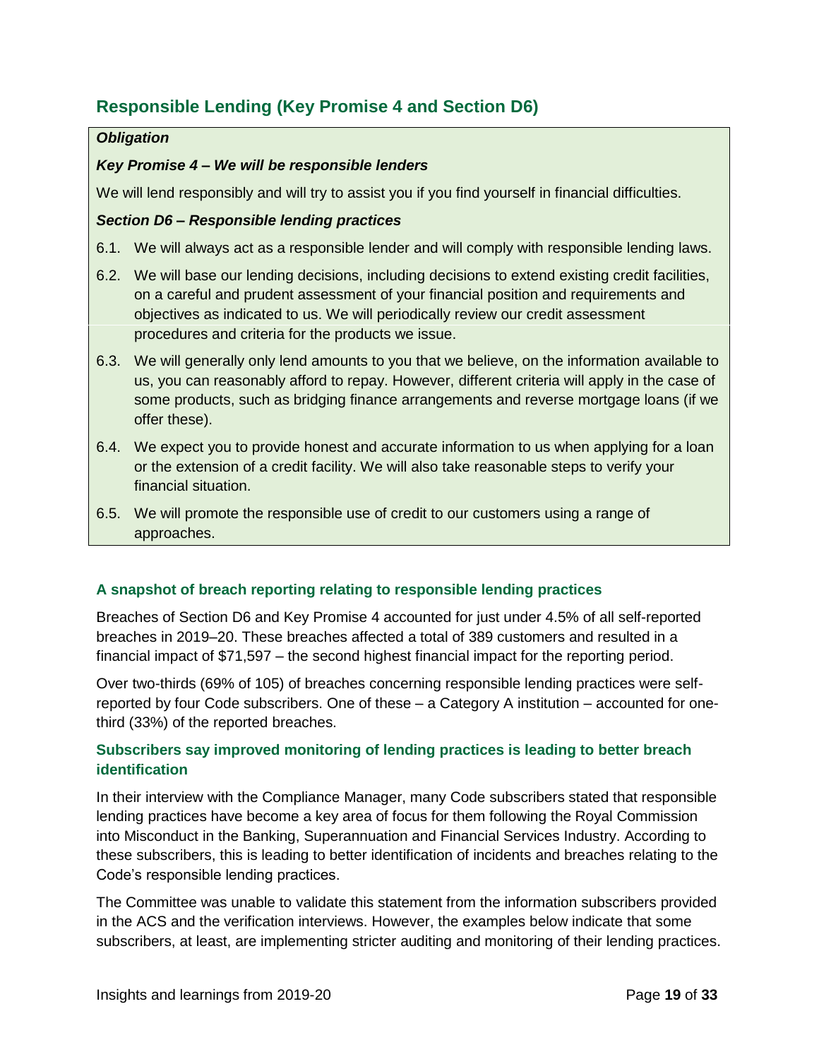## Responsible Lending (Key Promise 4 and Section D6)

***Obligation***

***Key Promise 4 – We will be responsible lenders***

We will lend responsibly and will try to assist you if you find yourself in financial difficulties.

***Section D6 – Responsible lending practices***

6.1. We will always act as a responsible lender and will comply with responsible lending laws.

6.2. We will base our lending decisions, including decisions to extend existing credit facilities, on a careful and prudent assessment of your financial position and requirements and objectives as indicated to us. We will periodically review our credit assessment procedures and criteria for the products we issue.

6.3. We will generally only lend amounts to you that we believe, on the information available to us, you can reasonably afford to repay. However, different criteria will apply in the case of some products, such as bridging finance arrangements and reverse mortgage loans (if we offer these).

6.4. We expect you to provide honest and accurate information to us when applying for a loan or the extension of a credit facility. We will also take reasonable steps to verify your financial situation.

6.5. We will promote the responsible use of credit to our customers using a range of approaches.

### A snapshot of breach reporting relating to responsible lending practices

Breaches of Section D6 and Key Promise 4 accounted for just under 4.5% of all self-reported breaches in 2019–20. These breaches affected a total of 389 customers and resulted in a financial impact of $71,597 – the second highest financial impact for the reporting period.

Over two-thirds (69% of 105) of breaches concerning responsible lending practices were self-reported by four Code subscribers. One of these – a Category A institution – accounted for one-third (33%) of the reported breaches.

### Subscribers say improved monitoring of lending practices is leading to better breach identification

In their interview with the Compliance Manager, many Code subscribers stated that responsible lending practices have become a key area of focus for them following the Royal Commission into Misconduct in the Banking, Superannuation and Financial Services Industry. According to these subscribers, this is leading to better identification of incidents and breaches relating to the Code's responsible lending practices.

The Committee was unable to validate this statement from the information subscribers provided in the ACS and the verification interviews. However, the examples below indicate that some subscribers, at least, are implementing stricter auditing and monitoring of their lending practices.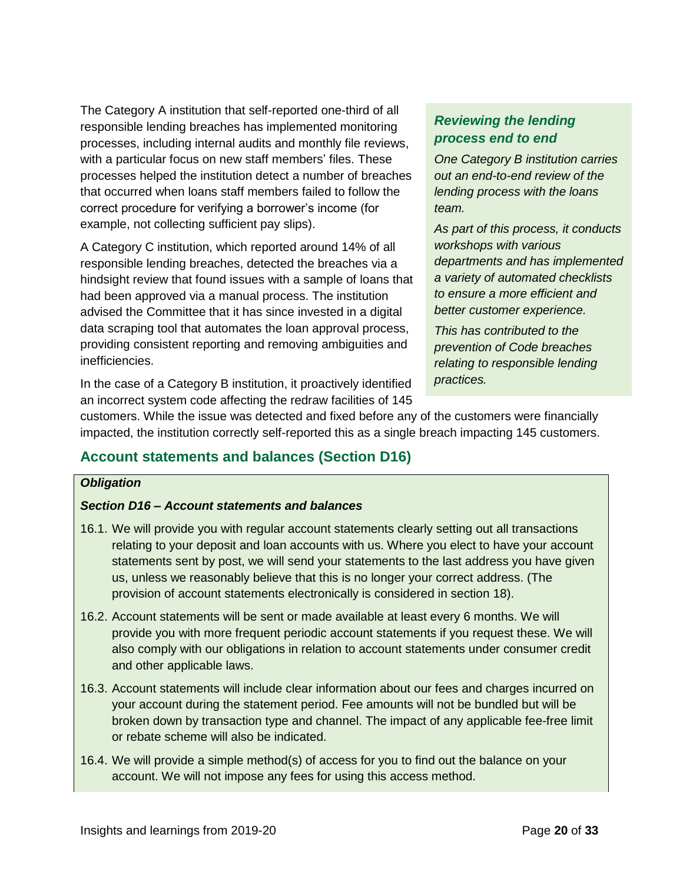The Category A institution that self-reported one-third of all responsible lending breaches has implemented monitoring processes, including internal audits and monthly file reviews, with a particular focus on new staff members' files. These processes helped the institution detect a number of breaches that occurred when loans staff members failed to follow the correct procedure for verifying a borrower's income (for example, not collecting sufficient pay slips).

A Category C institution, which reported around 14% of all responsible lending breaches, detected the breaches via a hindsight review that found issues with a sample of loans that had been approved via a manual process. The institution advised the Committee that it has since invested in a digital data scraping tool that automates the loan approval process, providing consistent reporting and removing ambiguities and inefficiencies.

In the case of a Category B institution, it proactively identified an incorrect system code affecting the redraw facilities of 145 customers. While the issue was detected and fixed before any of the customers were financially impacted, the institution correctly self-reported this as a single breach impacting 145 customers.

### *Reviewing the lending process end to end*

*One Category B institution carries out an end-to-end review of the lending process with the loans team.*

*As part of this process, it conducts workshops with various departments and has implemented a variety of automated checklists to ensure a more efficient and better customer experience.*

*This has contributed to the prevention of Code breaches relating to responsible lending practices.*

## Account statements and balances (Section D16)

***Obligation***

***Section D16 – Account statements and balances***

16.1. We will provide you with regular account statements clearly setting out all transactions relating to your deposit and loan accounts with us. Where you elect to have your account statements sent by post, we will send your statements to the last address you have given us, unless we reasonably believe that this is no longer your correct address. (The provision of account statements electronically is considered in section 18).

16.2. Account statements will be sent or made available at least every 6 months. We will provide you with more frequent periodic account statements if you request these. We will also comply with our obligations in relation to account statements under consumer credit and other applicable laws.

16.3. Account statements will include clear information about our fees and charges incurred on your account during the statement period. Fee amounts will not be bundled but will be broken down by transaction type and channel. The impact of any applicable fee-free limit or rebate scheme will also be indicated.

16.4. We will provide a simple method(s) of access for you to find out the balance on your account. We will not impose any fees for using this access method.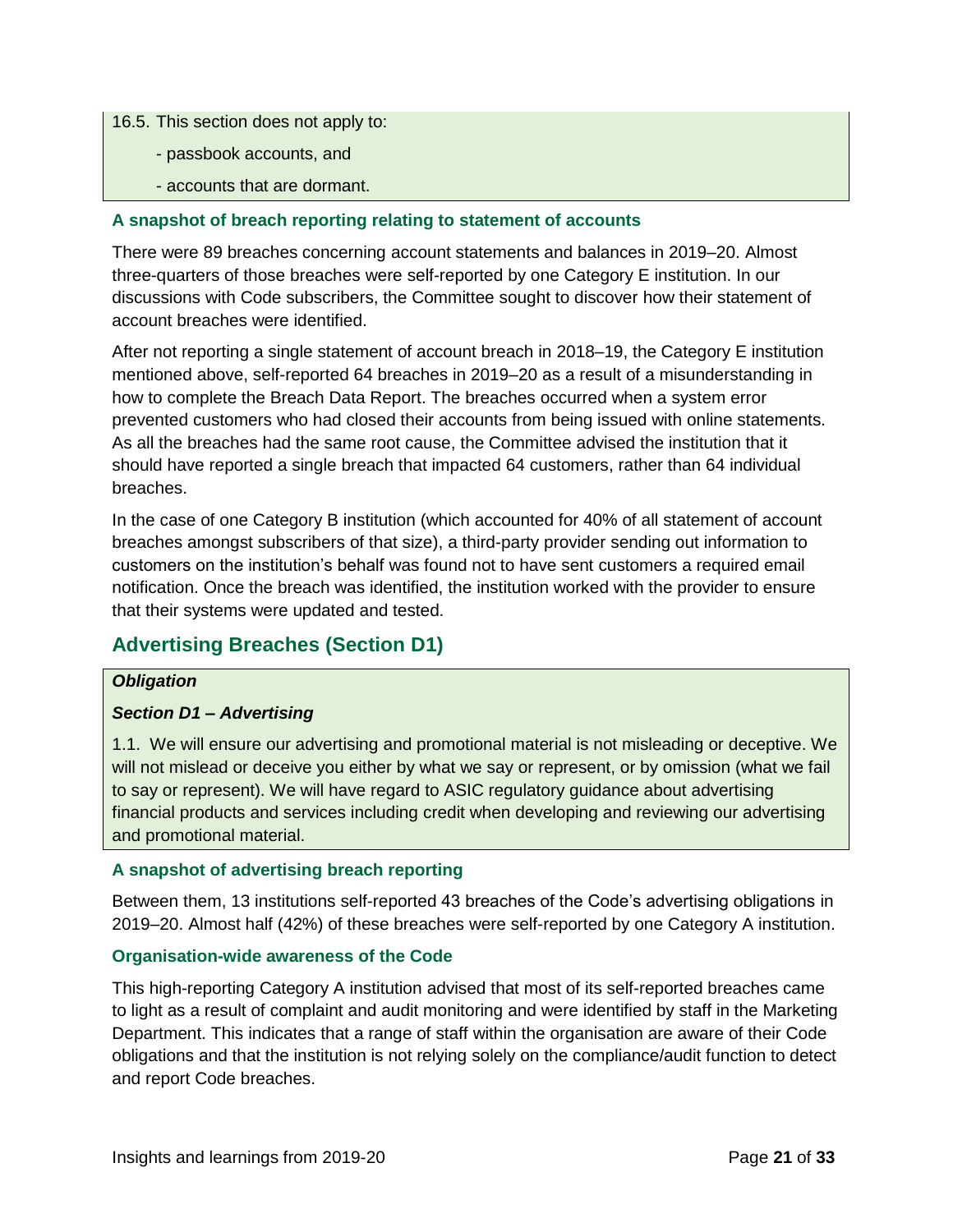16.5. This section does not apply to:

- passbook accounts, and
- accounts that are dormant.

### A snapshot of breach reporting relating to statement of accounts

There were 89 breaches concerning account statements and balances in 2019–20. Almost three-quarters of those breaches were self-reported by one Category E institution. In our discussions with Code subscribers, the Committee sought to discover how their statement of account breaches were identified.

After not reporting a single statement of account breach in 2018–19, the Category E institution mentioned above, self-reported 64 breaches in 2019–20 as a result of a misunderstanding in how to complete the Breach Data Report. The breaches occurred when a system error prevented customers who had closed their accounts from being issued with online statements. As all the breaches had the same root cause, the Committee advised the institution that it should have reported a single breach that impacted 64 customers, rather than 64 individual breaches.

In the case of one Category B institution (which accounted for 40% of all statement of account breaches amongst subscribers of that size), a third-party provider sending out information to customers on the institution's behalf was found not to have sent customers a required email notification. Once the breach was identified, the institution worked with the provider to ensure that their systems were updated and tested.

## Advertising Breaches (Section D1)

***Obligation***

***Section D1 – Advertising***

1.1. We will ensure our advertising and promotional material is not misleading or deceptive. We will not mislead or deceive you either by what we say or represent, or by omission (what we fail to say or represent). We will have regard to ASIC regulatory guidance about advertising financial products and services including credit when developing and reviewing our advertising and promotional material.

### A snapshot of advertising breach reporting

Between them, 13 institutions self-reported 43 breaches of the Code's advertising obligations in 2019–20. Almost half (42%) of these breaches were self-reported by one Category A institution.

### Organisation-wide awareness of the Code

This high-reporting Category A institution advised that most of its self-reported breaches came to light as a result of complaint and audit monitoring and were identified by staff in the Marketing Department. This indicates that a range of staff within the organisation are aware of their Code obligations and that the institution is not relying solely on the compliance/audit function to detect and report Code breaches.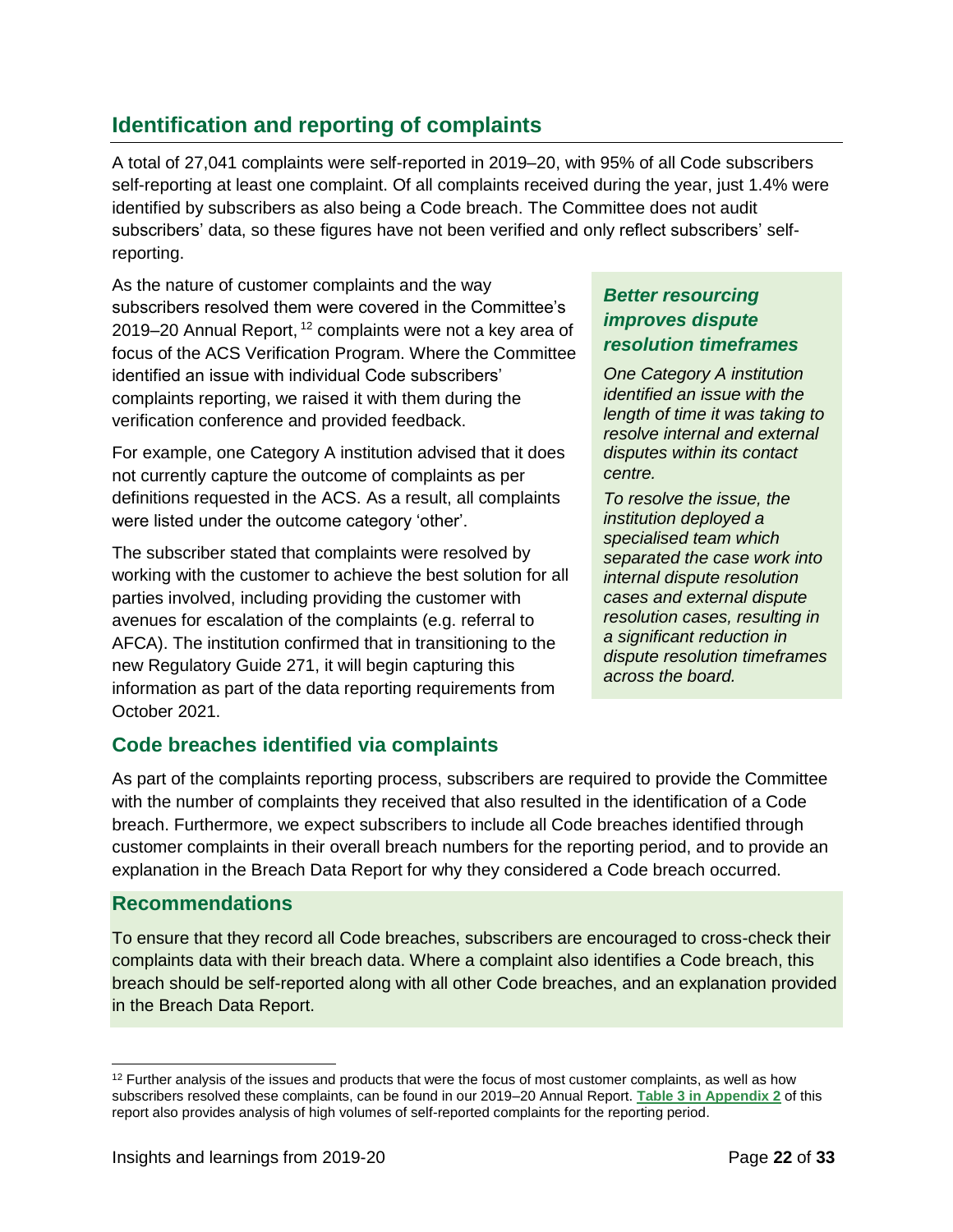## Identification and reporting of complaints

A total of 27,041 complaints were self-reported in 2019–20, with 95% of all Code subscribers self-reporting at least one complaint. Of all complaints received during the year, just 1.4% were identified by subscribers as also being a Code breach. The Committee does not audit subscribers' data, so these figures have not been verified and only reflect subscribers' self-reporting.

As the nature of customer complaints and the way subscribers resolved them were covered in the Committee's 2019–20 Annual Report,[12] complaints were not a key area of focus of the ACS Verification Program. Where the Committee identified an issue with individual Code subscribers' complaints reporting, we raised it with them during the verification conference and provided feedback.

For example, one Category A institution advised that it does not currently capture the outcome of complaints as per definitions requested in the ACS. As a result, all complaints were listed under the outcome category 'other'.

The subscriber stated that complaints were resolved by working with the customer to achieve the best solution for all parties involved, including providing the customer with avenues for escalation of the complaints (e.g. referral to AFCA). The institution confirmed that in transitioning to the new Regulatory Guide 271, it will begin capturing this information as part of the data reporting requirements from October 2021.

> ***Better resourcing improves dispute resolution timeframes***
>
> *One Category A institution identified an issue with the length of time it was taking to resolve internal and external disputes within its contact centre.*
>
> *To resolve the issue, the institution deployed a specialised team which separated the case work into internal dispute resolution cases and external dispute resolution cases, resulting in a significant reduction in dispute resolution timeframes across the board.*

### Code breaches identified via complaints

As part of the complaints reporting process, subscribers are required to provide the Committee with the number of complaints they received that also resulted in the identification of a Code breach. Furthermore, we expect subscribers to include all Code breaches identified through customer complaints in their overall breach numbers for the reporting period, and to provide an explanation in the Breach Data Report for why they considered a Code breach occurred.

### Recommendations

To ensure that they record all Code breaches, subscribers are encouraged to cross-check their complaints data with their breach data. Where a complaint also identifies a Code breach, this breach should be self-reported along with all other Code breaches, and an explanation provided in the Breach Data Report.

---

[12] Further analysis of the issues and products that were the focus of most customer complaints, as well as how subscribers resolved these complaints, can be found in our 2019–20 Annual Report. **Table 3 in Appendix 2** of this report also provides analysis of high volumes of self-reported complaints for the reporting period.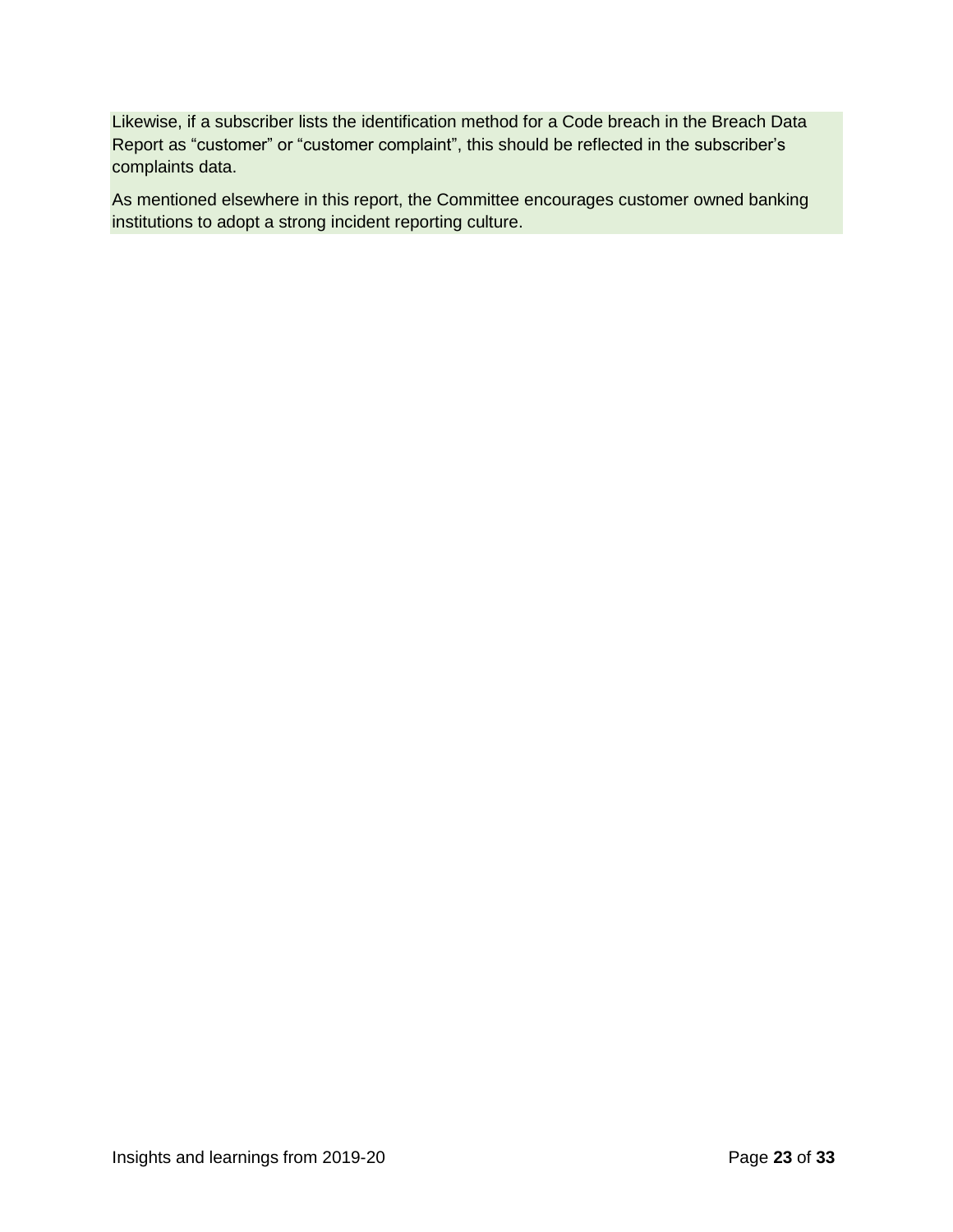Likewise, if a subscriber lists the identification method for a Code breach in the Breach Data Report as "customer" or "customer complaint", this should be reflected in the subscriber's complaints data.

As mentioned elsewhere in this report, the Committee encourages customer owned banking institutions to adopt a strong incident reporting culture.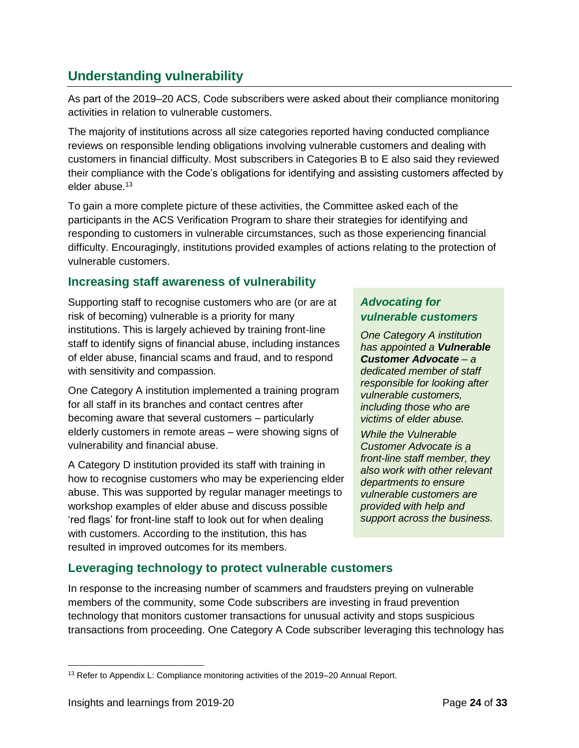## Understanding vulnerability

As part of the 2019–20 ACS, Code subscribers were asked about their compliance monitoring activities in relation to vulnerable customers.

The majority of institutions across all size categories reported having conducted compliance reviews on responsible lending obligations involving vulnerable customers and dealing with customers in financial difficulty. Most subscribers in Categories B to E also said they reviewed their compliance with the Code's obligations for identifying and assisting customers affected by elder abuse.[13]

To gain a more complete picture of these activities, the Committee asked each of the participants in the ACS Verification Program to share their strategies for identifying and responding to customers in vulnerable circumstances, such as those experiencing financial difficulty. Encouragingly, institutions provided examples of actions relating to the protection of vulnerable customers.

### Increasing staff awareness of vulnerability

Supporting staff to recognise customers who are (or are at risk of becoming) vulnerable is a priority for many institutions. This is largely achieved by training front-line staff to identify signs of financial abuse, including instances of elder abuse, financial scams and fraud, and to respond with sensitivity and compassion.

One Category A institution implemented a training program for all staff in its branches and contact centres after becoming aware that several customers – particularly elderly customers in remote areas – were showing signs of vulnerability and financial abuse.

A Category D institution provided its staff with training in how to recognise customers who may be experiencing elder abuse. This was supported by regular manager meetings to workshop examples of elder abuse and discuss possible 'red flags' for front-line staff to look out for when dealing with customers. According to the institution, this has resulted in improved outcomes for its members.

> ***Advocating for vulnerable customers***
>
> *One Category A institution has appointed a **Vulnerable Customer Advocate** – a dedicated member of staff responsible for looking after vulnerable customers, including those who are victims of elder abuse.*
>
> *While the Vulnerable Customer Advocate is a front-line staff member, they also work with other relevant departments to ensure vulnerable customers are provided with help and support across the business.*

### Leveraging technology to protect vulnerable customers

In response to the increasing number of scammers and fraudsters preying on vulnerable members of the community, some Code subscribers are investing in fraud prevention technology that monitors customer transactions for unusual activity and stops suspicious transactions from proceeding. One Category A Code subscriber leveraging this technology has

[13] Refer to Appendix L: Compliance monitoring activities of the 2019–20 Annual Report.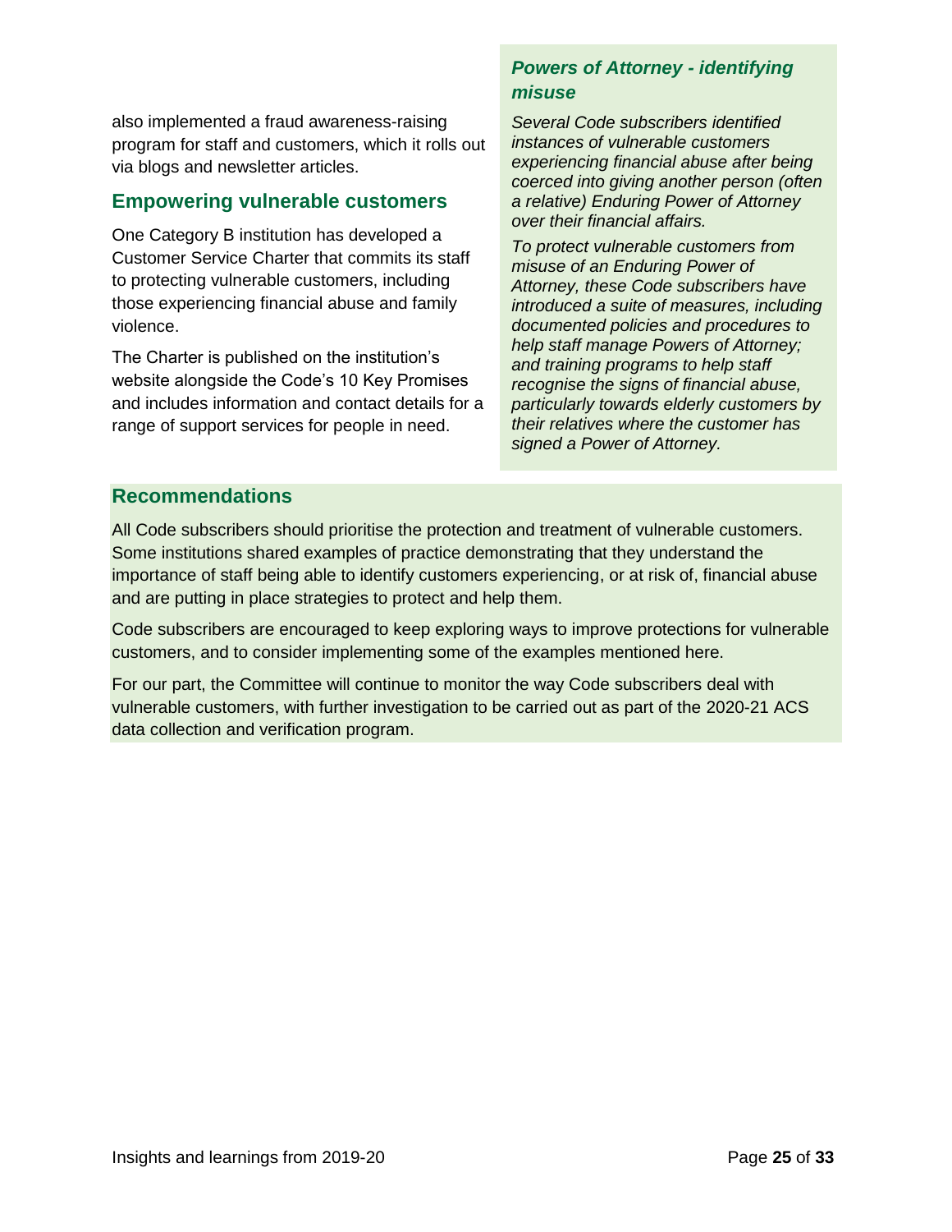also implemented a fraud awareness-raising program for staff and customers, which it rolls out via blogs and newsletter articles.

## Empowering vulnerable customers

One Category B institution has developed a Customer Service Charter that commits its staff to protecting vulnerable customers, including those experiencing financial abuse and family violence.

The Charter is published on the institution's website alongside the Code's 10 Key Promises and includes information and contact details for a range of support services for people in need.

### *Powers of Attorney - identifying misuse*

*Several Code subscribers identified instances of vulnerable customers experiencing financial abuse after being coerced into giving another person (often a relative) Enduring Power of Attorney over their financial affairs.*

*To protect vulnerable customers from misuse of an Enduring Power of Attorney, these Code subscribers have introduced a suite of measures, including documented policies and procedures to help staff manage Powers of Attorney; and training programs to help staff recognise the signs of financial abuse, particularly towards elderly customers by their relatives where the customer has signed a Power of Attorney.*

## Recommendations

All Code subscribers should prioritise the protection and treatment of vulnerable customers. Some institutions shared examples of practice demonstrating that they understand the importance of staff being able to identify customers experiencing, or at risk of, financial abuse and are putting in place strategies to protect and help them.

Code subscribers are encouraged to keep exploring ways to improve protections for vulnerable customers, and to consider implementing some of the examples mentioned here.

For our part, the Committee will continue to monitor the way Code subscribers deal with vulnerable customers, with further investigation to be carried out as part of the 2020-21 ACS data collection and verification program.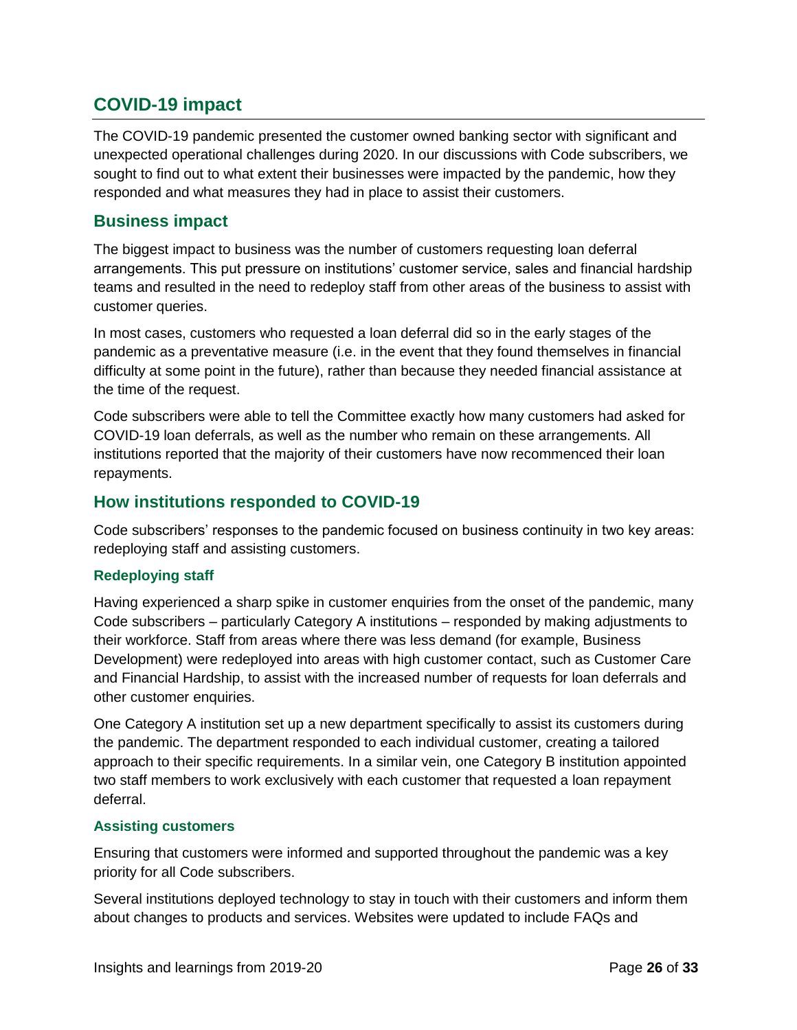## COVID-19 impact

The COVID-19 pandemic presented the customer owned banking sector with significant and unexpected operational challenges during 2020. In our discussions with Code subscribers, we sought to find out to what extent their businesses were impacted by the pandemic, how they responded and what measures they had in place to assist their customers.

### Business impact

The biggest impact to business was the number of customers requesting loan deferral arrangements. This put pressure on institutions' customer service, sales and financial hardship teams and resulted in the need to redeploy staff from other areas of the business to assist with customer queries.

In most cases, customers who requested a loan deferral did so in the early stages of the pandemic as a preventative measure (i.e. in the event that they found themselves in financial difficulty at some point in the future), rather than because they needed financial assistance at the time of the request.

Code subscribers were able to tell the Committee exactly how many customers had asked for COVID-19 loan deferrals, as well as the number who remain on these arrangements. All institutions reported that the majority of their customers have now recommenced their loan repayments.

### How institutions responded to COVID-19

Code subscribers' responses to the pandemic focused on business continuity in two key areas: redeploying staff and assisting customers.

#### Redeploying staff

Having experienced a sharp spike in customer enquiries from the onset of the pandemic, many Code subscribers – particularly Category A institutions – responded by making adjustments to their workforce. Staff from areas where there was less demand (for example, Business Development) were redeployed into areas with high customer contact, such as Customer Care and Financial Hardship, to assist with the increased number of requests for loan deferrals and other customer enquiries.

One Category A institution set up a new department specifically to assist its customers during the pandemic. The department responded to each individual customer, creating a tailored approach to their specific requirements. In a similar vein, one Category B institution appointed two staff members to work exclusively with each customer that requested a loan repayment deferral.

#### Assisting customers

Ensuring that customers were informed and supported throughout the pandemic was a key priority for all Code subscribers.

Several institutions deployed technology to stay in touch with their customers and inform them about changes to products and services. Websites were updated to include FAQs and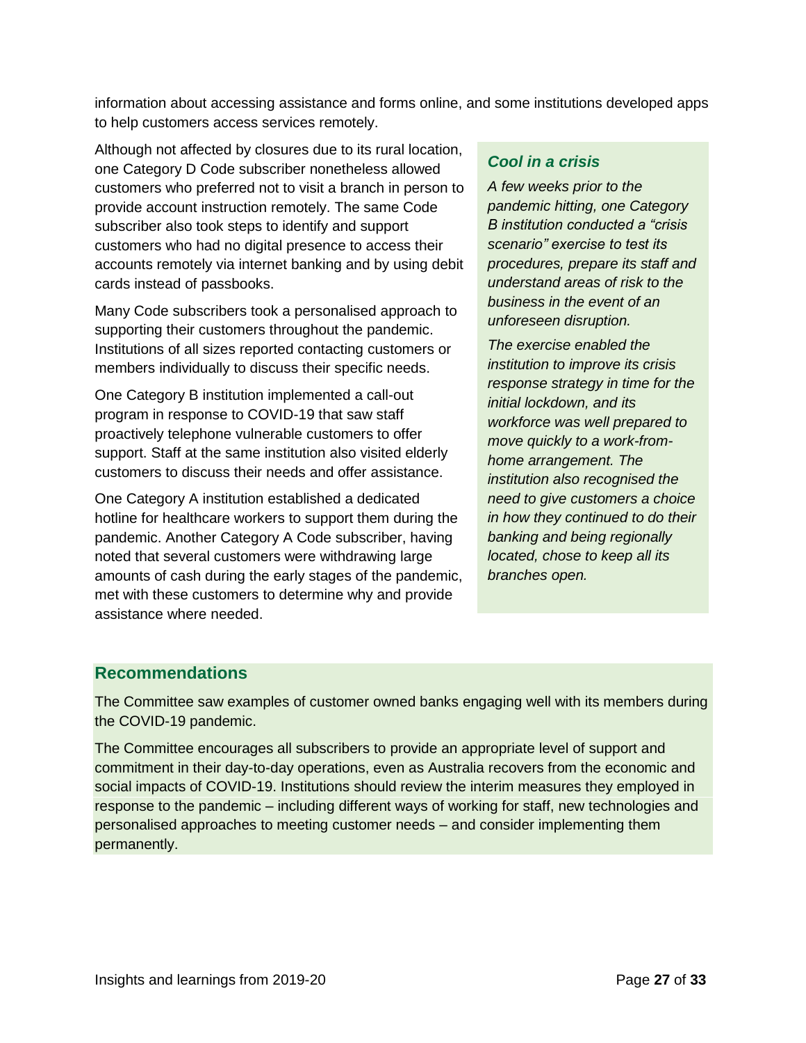information about accessing assistance and forms online, and some institutions developed apps to help customers access services remotely.

Although not affected by closures due to its rural location, one Category D Code subscriber nonetheless allowed customers who preferred not to visit a branch in person to provide account instruction remotely. The same Code subscriber also took steps to identify and support customers who had no digital presence to access their accounts remotely via internet banking and by using debit cards instead of passbooks.

Many Code subscribers took a personalised approach to supporting their customers throughout the pandemic. Institutions of all sizes reported contacting customers or members individually to discuss their specific needs.

One Category B institution implemented a call-out program in response to COVID-19 that saw staff proactively telephone vulnerable customers to offer support. Staff at the same institution also visited elderly customers to discuss their needs and offer assistance.

One Category A institution established a dedicated hotline for healthcare workers to support them during the pandemic. Another Category A Code subscriber, having noted that several customers were withdrawing large amounts of cash during the early stages of the pandemic, met with these customers to determine why and provide assistance where needed.

### *Cool in a crisis*

*A few weeks prior to the pandemic hitting, one Category B institution conducted a "crisis scenario" exercise to test its procedures, prepare its staff and understand areas of risk to the business in the event of an unforeseen disruption.*

*The exercise enabled the institution to improve its crisis response strategy in time for the initial lockdown, and its workforce was well prepared to move quickly to a work-from-home arrangement. The institution also recognised the need to give customers a choice in how they continued to do their banking and being regionally located, chose to keep all its branches open.*

## Recommendations

The Committee saw examples of customer owned banks engaging well with its members during the COVID-19 pandemic.

The Committee encourages all subscribers to provide an appropriate level of support and commitment in their day-to-day operations, even as Australia recovers from the economic and social impacts of COVID-19. Institutions should review the interim measures they employed in response to the pandemic – including different ways of working for staff, new technologies and personalised approaches to meeting customer needs – and consider implementing them permanently.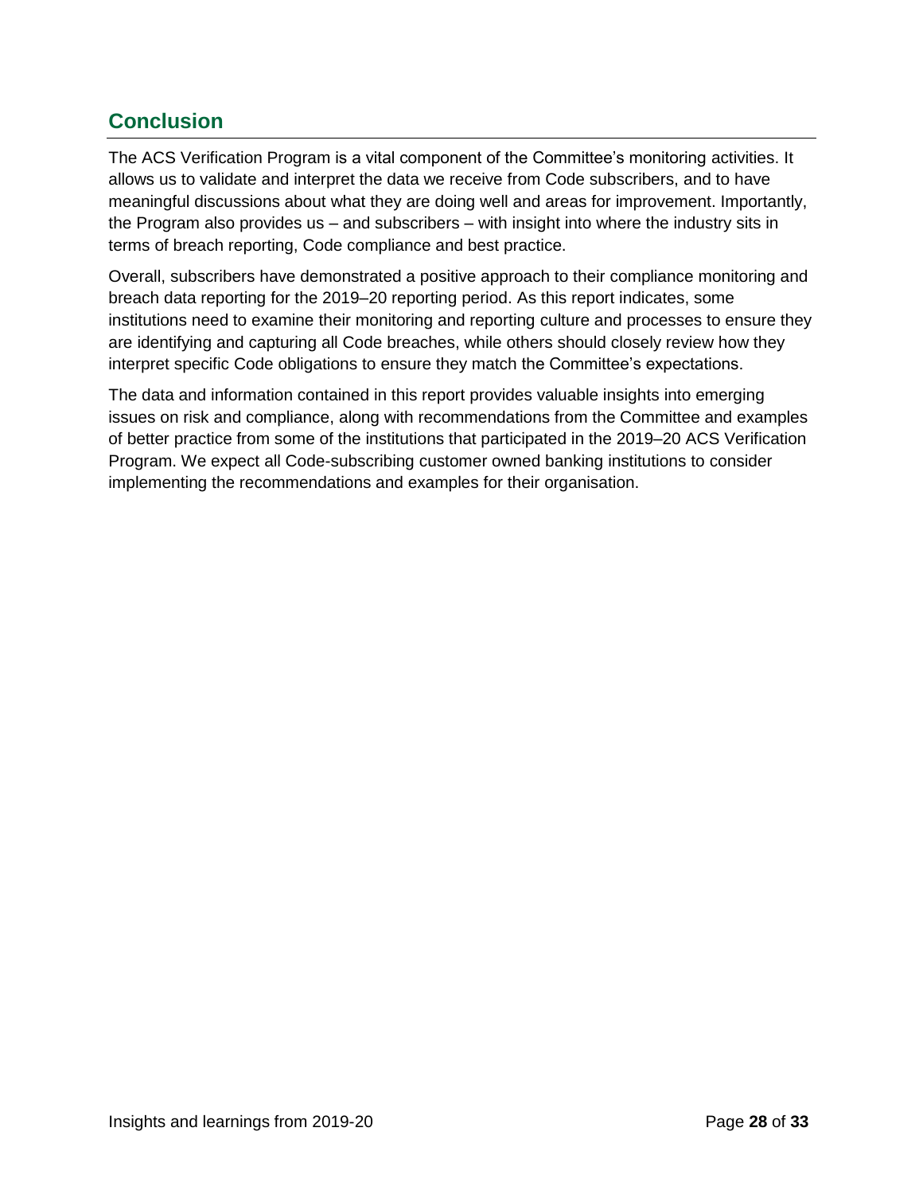## Conclusion

The ACS Verification Program is a vital component of the Committee's monitoring activities. It allows us to validate and interpret the data we receive from Code subscribers, and to have meaningful discussions about what they are doing well and areas for improvement. Importantly, the Program also provides us – and subscribers – with insight into where the industry sits in terms of breach reporting, Code compliance and best practice.

Overall, subscribers have demonstrated a positive approach to their compliance monitoring and breach data reporting for the 2019–20 reporting period. As this report indicates, some institutions need to examine their monitoring and reporting culture and processes to ensure they are identifying and capturing all Code breaches, while others should closely review how they interpret specific Code obligations to ensure they match the Committee's expectations.

The data and information contained in this report provides valuable insights into emerging issues on risk and compliance, along with recommendations from the Committee and examples of better practice from some of the institutions that participated in the 2019–20 ACS Verification Program. We expect all Code-subscribing customer owned banking institutions to consider implementing the recommendations and examples for their organisation.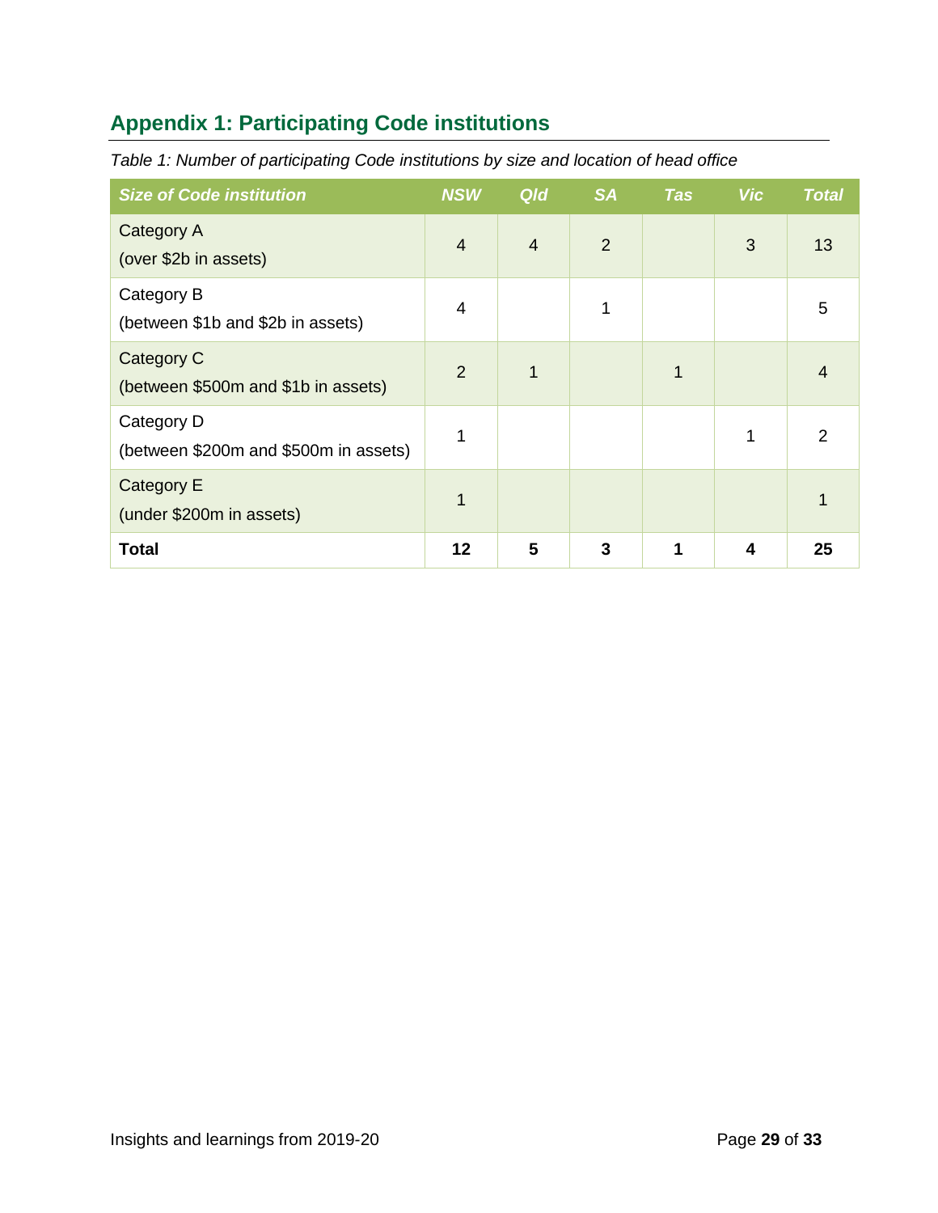## Appendix 1: Participating Code institutions

*Table 1: Number of participating Code institutions by size and location of head office*

| Size of Code institution | NSW | Qld | SA | Tas | Vic | Total |
|---|---|---|---|---|---|---|
| Category A<br>(over $2b in assets) | 4 | 4 | 2 | | 3 | 13 |
| Category B<br>(between $1b and $2b in assets) | 4 | | 1 | | | 5 |
| Category C<br>(between $500m and $1b in assets) | 2 | 1 | | 1 | | 4 |
| Category D<br>(between $200m and $500m in assets) | 1 | | | | 1 | 2 |
| Category E<br>(under $200m in assets) | 1 | | | | | 1 |
| **Total** | **12** | **5** | **3** | **1** | **4** | **25** |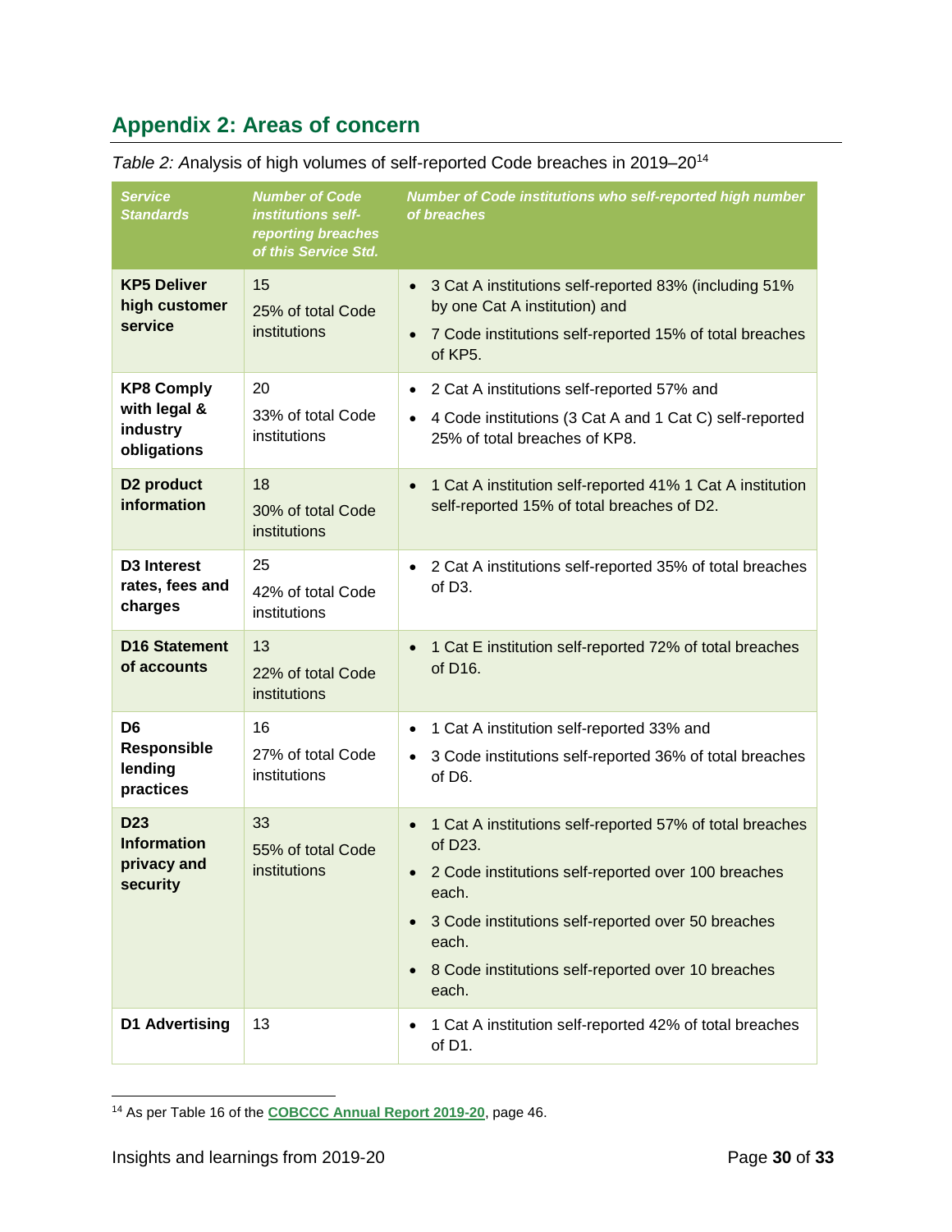## Appendix 2: Areas of concern

*Table 2: A*nalysis of high volumes of self-reported Code breaches in 2019–20[14]

| Service Standards | Number of Code institutions self-reporting breaches of this Service Std. | Number of Code institutions who self-reported high number of breaches |
|---|---|---|
| **KP5 Deliver high customer service** | 15<br>25% of total Code institutions | • 3 Cat A institutions self-reported 83% (including 51% by one Cat A institution) and<br>• 7 Code institutions self-reported 15% of total breaches of KP5. |
| **KP8 Comply with legal & industry obligations** | 20<br>33% of total Code institutions | • 2 Cat A institutions self-reported 57% and<br>• 4 Code institutions (3 Cat A and 1 Cat C) self-reported 25% of total breaches of KP8. |
| **D2 product information** | 18<br>30% of total Code institutions | • 1 Cat A institution self-reported 41% 1 Cat A institution self-reported 15% of total breaches of D2. |
| **D3 Interest rates, fees and charges** | 25<br>42% of total Code institutions | • 2 Cat A institutions self-reported 35% of total breaches of D3. |
| **D16 Statement of accounts** | 13<br>22% of total Code institutions | • 1 Cat E institution self-reported 72% of total breaches of D16. |
| **D6 Responsible lending practices** | 16<br>27% of total Code institutions | • 1 Cat A institution self-reported 33% and<br>• 3 Code institutions self-reported 36% of total breaches of D6. |
| **D23 Information privacy and security** | 33<br>55% of total Code institutions | • 1 Cat A institutions self-reported 57% of total breaches of D23.<br>• 2 Code institutions self-reported over 100 breaches each.<br>• 3 Code institutions self-reported over 50 breaches each.<br>• 8 Code institutions self-reported over 10 breaches each. |
| **D1 Advertising** | 13 | • 1 Cat A institution self-reported 42% of total breaches of D1. |

[14] As per Table 16 of the **COBCCC Annual Report 2019-20**, page 46.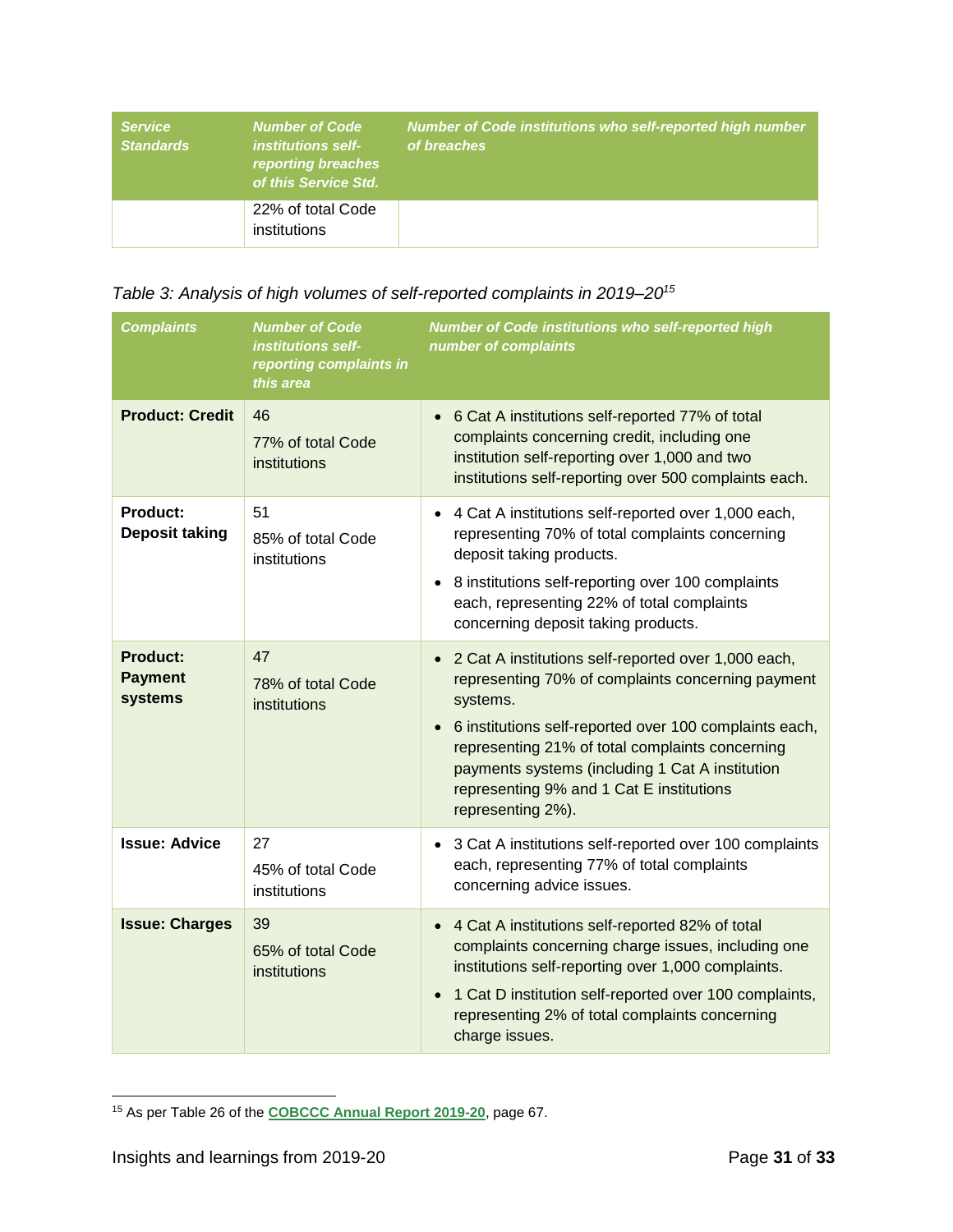| Service Standards | Number of Code institutions self-reporting breaches of this Service Std. | Number of Code institutions who self-reported high number of breaches |
|---|---|---|
| | 22% of total Code institutions | |

*Table 3: Analysis of high volumes of self-reported complaints in 2019–20*[15]

| Complaints | Number of Code institutions self-reporting complaints in this area | Number of Code institutions who self-reported high number of complaints |
|---|---|---|
| **Product: Credit** | 46<br>77% of total Code institutions | • 6 Cat A institutions self-reported 77% of total complaints concerning credit, including one institution self-reporting over 1,000 and two institutions self-reporting over 500 complaints each. |
| **Product: Deposit taking** | 51<br>85% of total Code institutions | • 4 Cat A institutions self-reported over 1,000 each, representing 70% of total complaints concerning deposit taking products.<br>• 8 institutions self-reporting over 100 complaints each, representing 22% of total complaints concerning deposit taking products. |
| **Product: Payment systems** | 47<br>78% of total Code institutions | • 2 Cat A institutions self-reported over 1,000 each, representing 70% of complaints concerning payment systems.<br>• 6 institutions self-reported over 100 complaints each, representing 21% of total complaints concerning payments systems (including 1 Cat A institution representing 9% and 1 Cat E institutions representing 2%). |
| **Issue: Advice** | 27<br>45% of total Code institutions | • 3 Cat A institutions self-reported over 100 complaints each, representing 77% of total complaints concerning advice issues. |
| **Issue: Charges** | 39<br>65% of total Code institutions | • 4 Cat A institutions self-reported 82% of total complaints concerning charge issues, including one institutions self-reporting over 1,000 complaints.<br>• 1 Cat D institution self-reported over 100 complaints, representing 2% of total complaints concerning charge issues. |

[15] As per Table 26 of the **COBCCC Annual Report 2019-20**, page 67.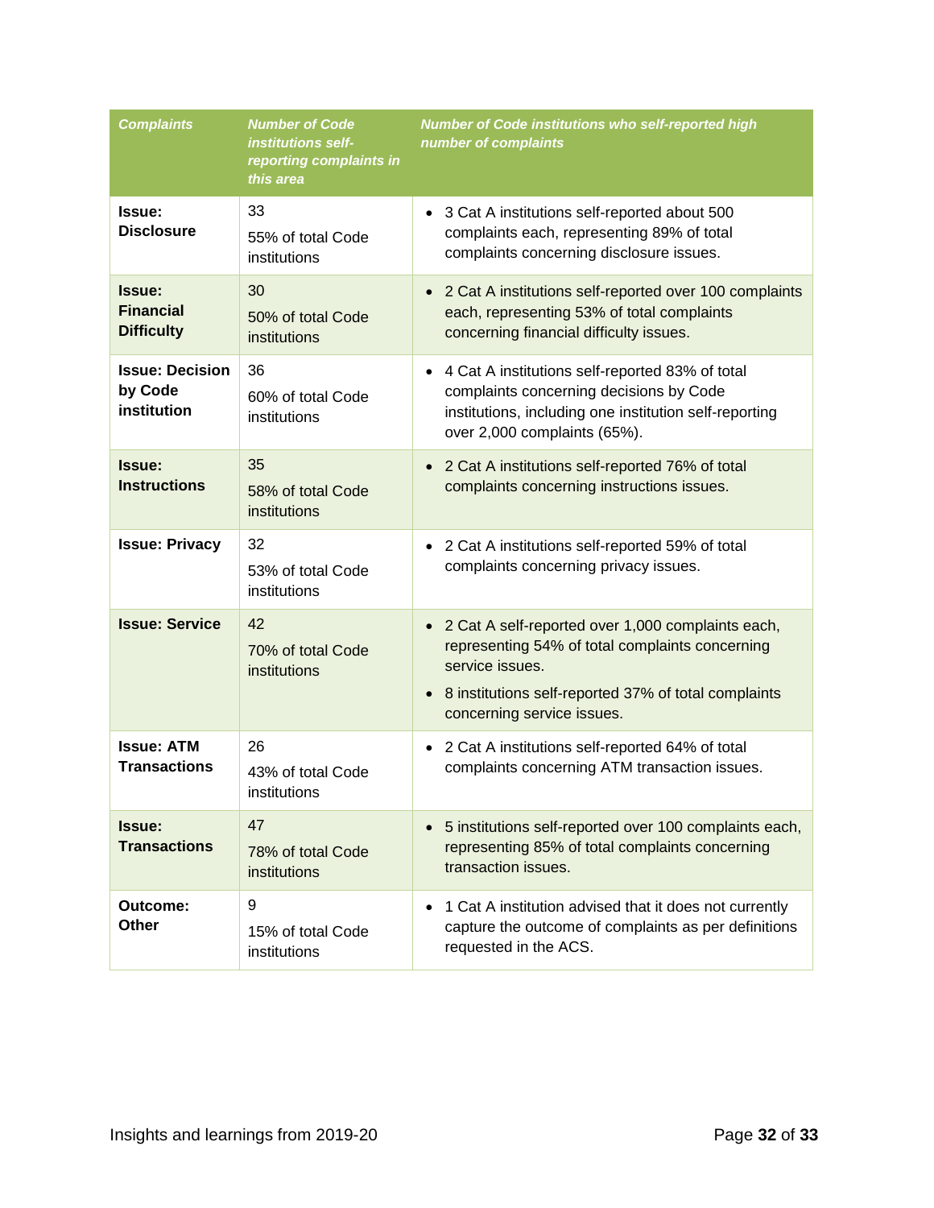| *Complaints* | *Number of Code institutions self-reporting complaints in this area* | *Number of Code institutions who self-reported high number of complaints* |
|---|---|---|
| **Issue: Disclosure** | 33<br>55% of total Code institutions | • 3 Cat A institutions self-reported about 500 complaints each, representing 89% of total complaints concerning disclosure issues. |
| **Issue: Financial Difficulty** | 30<br>50% of total Code institutions | • 2 Cat A institutions self-reported over 100 complaints each, representing 53% of total complaints concerning financial difficulty issues. |
| **Issue: Decision by Code institution** | 36<br>60% of total Code institutions | • 4 Cat A institutions self-reported 83% of total complaints concerning decisions by Code institutions, including one institution self-reporting over 2,000 complaints (65%). |
| **Issue: Instructions** | 35<br>58% of total Code institutions | • 2 Cat A institutions self-reported 76% of total complaints concerning instructions issues. |
| **Issue: Privacy** | 32<br>53% of total Code institutions | • 2 Cat A institutions self-reported 59% of total complaints concerning privacy issues. |
| **Issue: Service** | 42<br>70% of total Code institutions | • 2 Cat A self-reported over 1,000 complaints each, representing 54% of total complaints concerning service issues.<br>• 8 institutions self-reported 37% of total complaints concerning service issues. |
| **Issue: ATM Transactions** | 26<br>43% of total Code institutions | • 2 Cat A institutions self-reported 64% of total complaints concerning ATM transaction issues. |
| **Issue: Transactions** | 47<br>78% of total Code institutions | • 5 institutions self-reported over 100 complaints each, representing 85% of total complaints concerning transaction issues. |
| **Outcome: Other** | 9<br>15% of total Code institutions | • 1 Cat A institution advised that it does not currently capture the outcome of complaints as per definitions requested in the ACS. |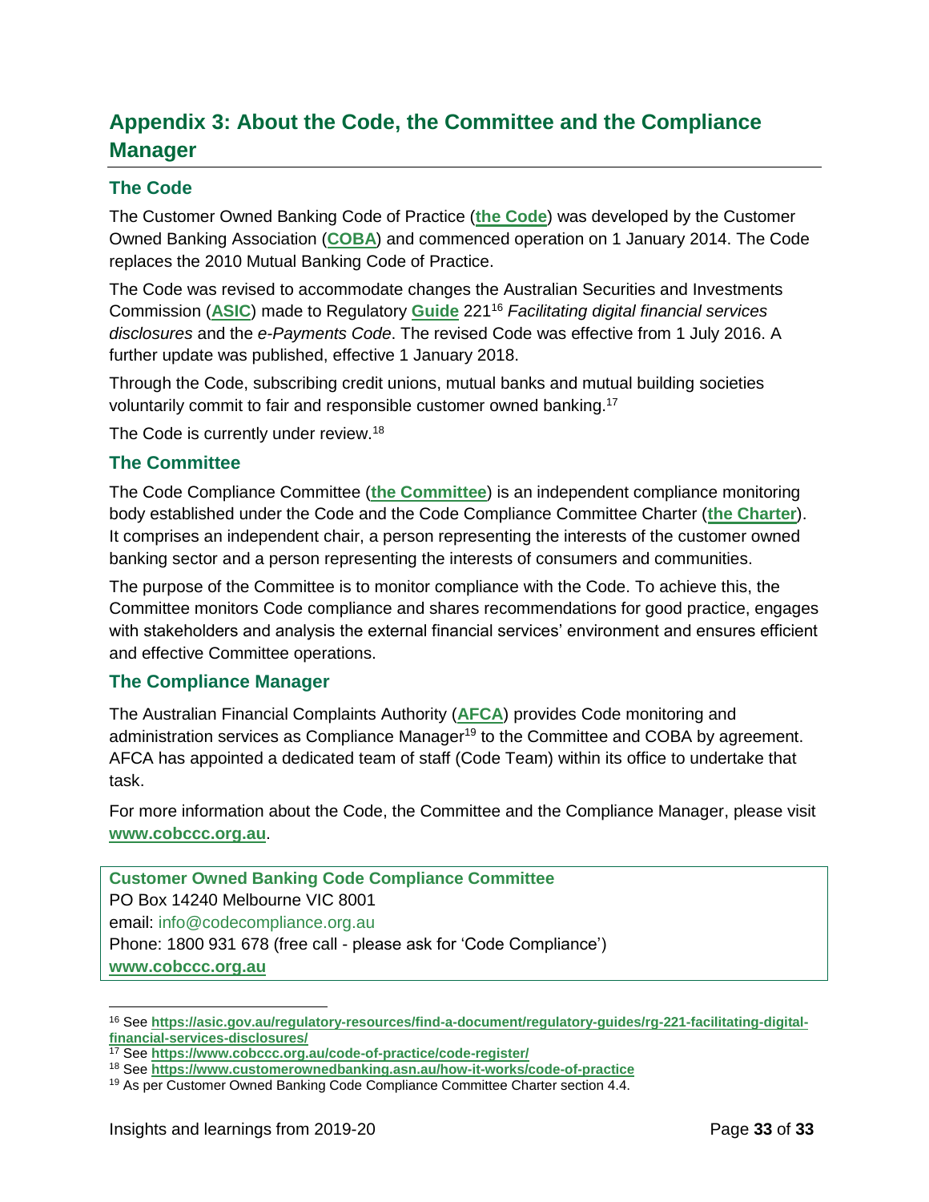# Appendix 3: About the Code, the Committee and the Compliance Manager

## The Code

The Customer Owned Banking Code of Practice (**the Code**) was developed by the Customer Owned Banking Association (**COBA**) and commenced operation on 1 January 2014. The Code replaces the 2010 Mutual Banking Code of Practice.

The Code was revised to accommodate changes the Australian Securities and Investments Commission (**ASIC**) made to Regulatory **Guide** 221[16] *Facilitating digital financial services disclosures* and the *e-Payments Code*. The revised Code was effective from 1 July 2016. A further update was published, effective 1 January 2018.

Through the Code, subscribing credit unions, mutual banks and mutual building societies voluntarily commit to fair and responsible customer owned banking.[17]

The Code is currently under review.[18]

## The Committee

The Code Compliance Committee (**the Committee**) is an independent compliance monitoring body established under the Code and the Code Compliance Committee Charter (**the Charter**). It comprises an independent chair, a person representing the interests of the customer owned banking sector and a person representing the interests of consumers and communities.

The purpose of the Committee is to monitor compliance with the Code. To achieve this, the Committee monitors Code compliance and shares recommendations for good practice, engages with stakeholders and analysis the external financial services' environment and ensures efficient and effective Committee operations.

## The Compliance Manager

The Australian Financial Complaints Authority (**AFCA**) provides Code monitoring and administration services as Compliance Manager[19] to the Committee and COBA by agreement. AFCA has appointed a dedicated team of staff (Code Team) within its office to undertake that task.

For more information about the Code, the Committee and the Compliance Manager, please visit **www.cobccc.org.au**.

**Customer Owned Banking Code Compliance Committee**
PO Box 14240 Melbourne VIC 8001
email: info@codecompliance.org.au
Phone: 1800 931 678 (free call - please ask for 'Code Compliance')
**www.cobccc.org.au**

---

[16] See **https://asic.gov.au/regulatory-resources/find-a-document/regulatory-guides/rg-221-facilitating-digital-financial-services-disclosures/**

[17] See **https://www.cobccc.org.au/code-of-practice/code-register/**

[18] See **https://www.customerownedbanking.asn.au/how-it-works/code-of-practice**

[19] As per Customer Owned Banking Code Compliance Committee Charter section 4.4.